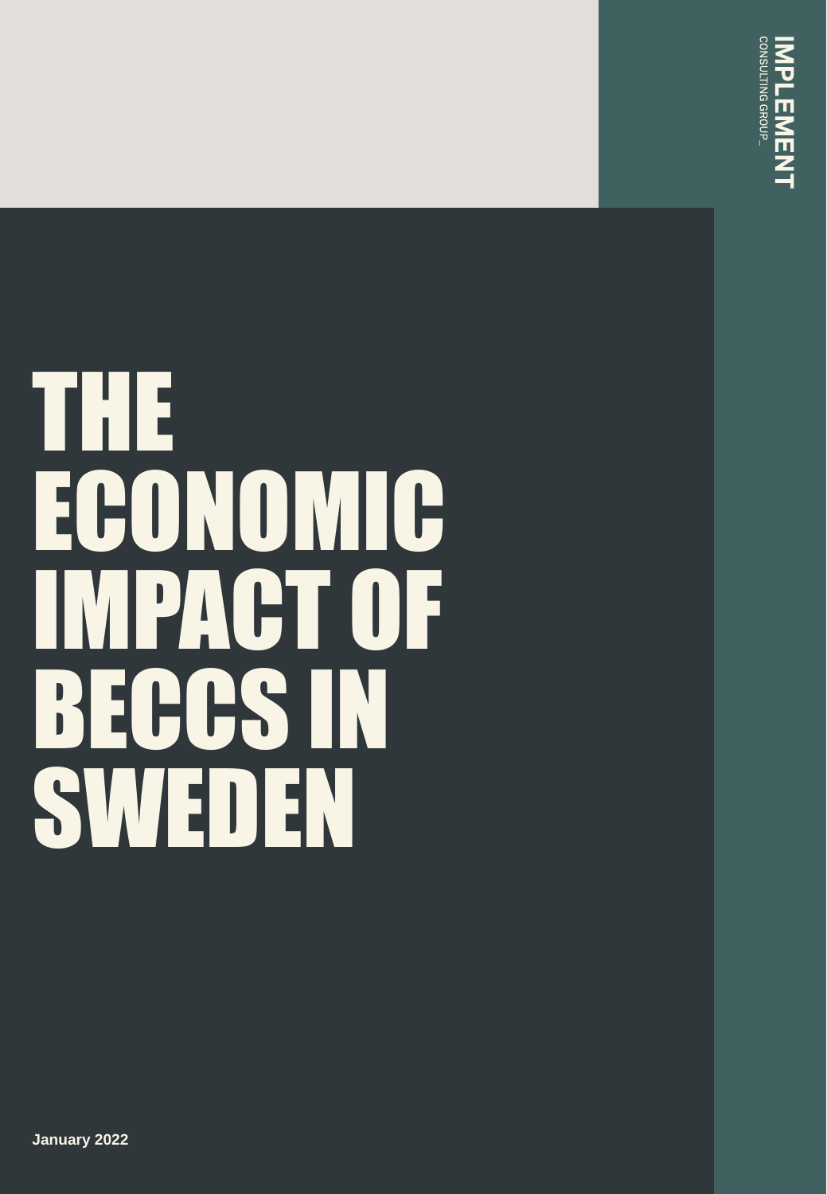IMPLEMENTATION CONSULTING GROUP

# THE ECONOMIC IMPACT OF BECCS IN SWEDEN

**January 2022**

IMPLEMENT CONSULTING GROUP

# THE ECONOMIC IMPACT OF BECCS IN SWEDEN

**January 2022**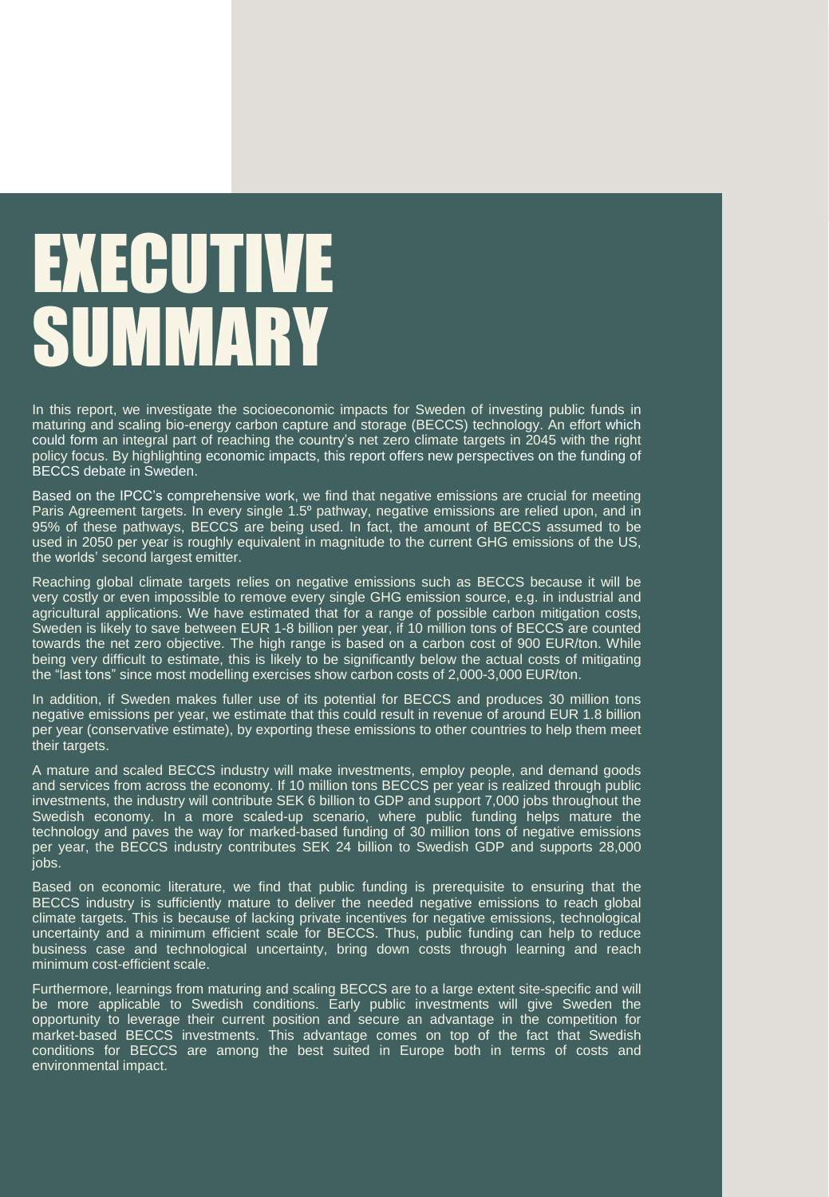# EXECUTIVE SUMMARY

In this report, we investigate the socioeconomic impacts for Sweden of investing public funds in maturing and scaling bio-energy carbon capture and storage (BECCS) technology. An effort which could form an integral part of reaching the country's net zero climate targets in 2045 with the right policy focus. By highlighting economic impacts, this report offers new perspectives on the funding of BECCS debate in Sweden.

Based on the IPCC's comprehensive work, we find that negative emissions are crucial for meeting Paris Agreement targets. In every single 1.5º pathway, negative emissions are relied upon, and in 95% of these pathways, BECCS are being used. In fact, the amount of BECCS assumed to be used in 2050 per year is roughly equivalent in magnitude to the current GHG emissions of the US, the worlds' second largest emitter.

Reaching global climate targets relies on negative emissions such as BECCS because it will be very costly or even impossible to remove every single GHG emission source, e.g. in industrial and agricultural applications. We have estimated that for a range of possible carbon mitigation costs, Sweden is likely to save between EUR 1-8 billion per year, if 10 million tons of BECCS are counted towards the net zero objective. The high range is based on a carbon cost of 900 EUR/ton. While being very difficult to estimate, this is likely to be significantly below the actual costs of mitigating the "last tons" since most modelling exercises show carbon costs of 2,000-3,000 EUR/ton.

In addition, if Sweden makes fuller use of its potential for BECCS and produces 30 million tons negative emissions per year, we estimate that this could result in revenue of around EUR 1.8 billion per year (conservative estimate), by exporting these emissions to other countries to help them meet their targets.

A mature and scaled BECCS industry will make investments, employ people, and demand goods and services from across the economy. If 10 million tons BECCS per year is realized through public investments, the industry will contribute SEK 6 billion to GDP and support 7,000 jobs throughout the Swedish economy. In a more scaled-up scenario, where public funding helps mature the technology and paves the way for marked-based funding of 30 million tons of negative emissions per year, the BECCS industry contributes SEK 24 billion to Swedish GDP and supports 28,000 jobs.

Based on economic literature, we find that public funding is prerequisite to ensuring that the BECCS industry is sufficiently mature to deliver the needed negative emissions to reach global climate targets. This is because of lacking private incentives for negative emissions, technological uncertainty and a minimum efficient scale for BECCS. Thus, public funding can help to reduce business case and technological uncertainty, bring down costs through learning and reach minimum cost-efficient scale.

Furthermore, learnings from maturing and scaling BECCS are to a large extent site-specific and will be more applicable to Swedish conditions. Early public investments will give Sweden the opportunity to leverage their current position and secure an advantage in the competition for market-based BECCS investments. This advantage comes on top of the fact that Swedish conditions for BECCS are among the best suited in Europe both in terms of costs and environmental impact.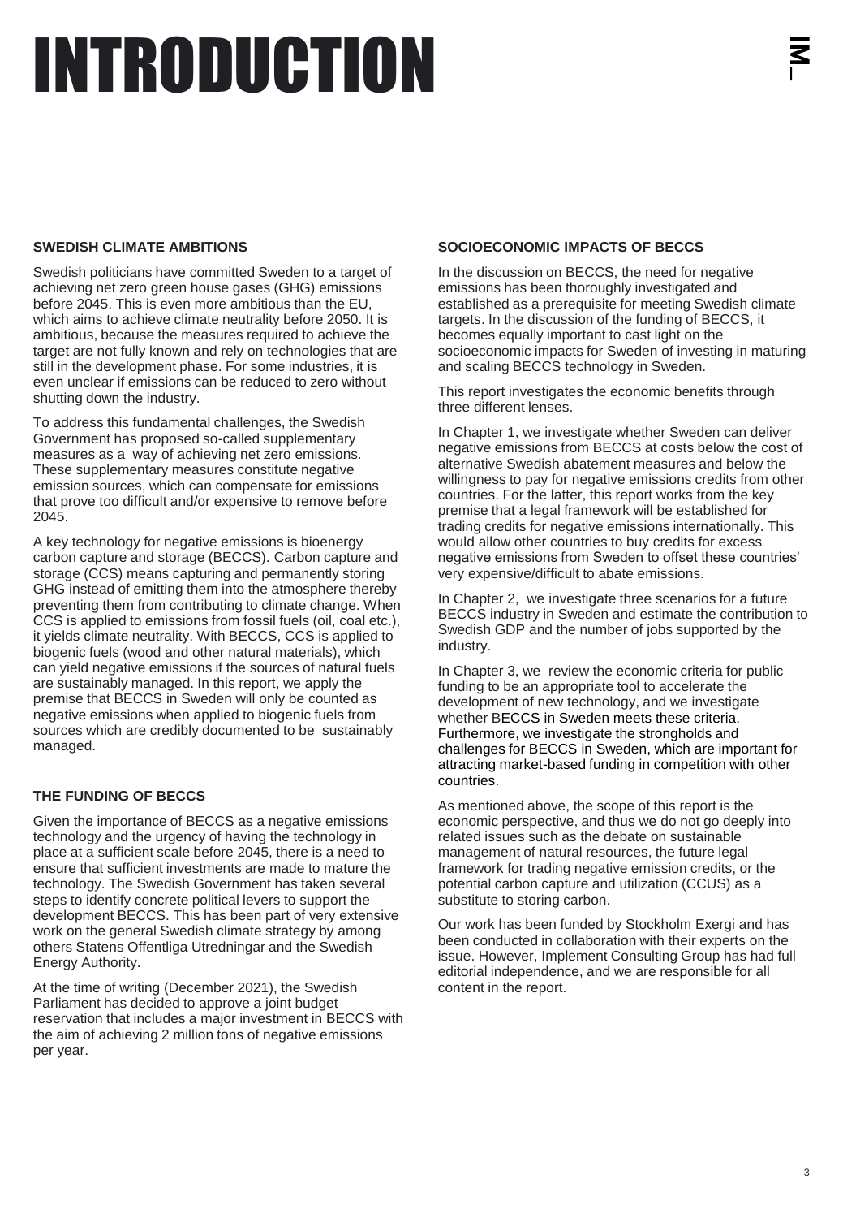# INTRODUCTION

### SWEDISH CLIMATE AMBITIONS

Swedish politicians have committed Sweden to a target of achieving net zero green house gases (GHG) emissions before 2045. This is even more ambitious than the EU, which aims to achieve climate neutrality before 2050. It is ambitious, because the measures required to achieve the target are not fully known and rely on technologies that are still in the development phase. For some industries, it is even unclear if emissions can be reduced to zero without shutting down the industry.

To address this fundamental challenges, the Swedish Government has proposed so-called supplementary measures as a way of achieving net zero emissions. These supplementary measures constitute negative emission sources, which can compensate for emissions that prove too difficult and/or expensive to remove before 2045.

A key technology for negative emissions is bioenergy carbon capture and storage (BECCS). Carbon capture and storage (CCS) means capturing and permanently storing GHG instead of emitting them into the atmosphere thereby preventing them from contributing to climate change. When CCS is applied to emissions from fossil fuels (oil, coal etc.), it yields climate neutrality. With BECCS, CCS is applied to biogenic fuels (wood and other natural materials), which can yield negative emissions if the sources of natural fuels are sustainably managed. In this report, we apply the premise that BECCS in Sweden will only be counted as negative emissions when applied to biogenic fuels from sources which are credibly documented to be sustainably managed.

### THE FUNDING OF BECCS

Given the importance of BECCS as a negative emissions technology and the urgency of having the technology in place at a sufficient scale before 2045, there is a need to ensure that sufficient investments are made to mature the technology. The Swedish Government has taken several steps to identify concrete political levers to support the development BECCS. This has been part of very extensive work on the general Swedish climate strategy by among others Statens Offentliga Utredningar and the Swedish Energy Authority.

At the time of writing (December 2021), the Swedish Parliament has decided to approve a joint budget reservation that includes a major investment in BECCS with the aim of achieving 2 million tons of negative emissions per year.

### SOCIOECONOMIC IMPACTS OF BECCS

In the discussion on BECCS, the need for negative emissions has been thoroughly investigated and established as a prerequisite for meeting Swedish climate targets. In the discussion of the funding of BECCS, it becomes equally important to cast light on the socioeconomic impacts for Sweden of investing in maturing and scaling BECCS technology in Sweden.

This report investigates the economic benefits through three different lenses.

In Chapter 1, we investigate whether Sweden can deliver negative emissions from BECCS at costs below the cost of alternative Swedish abatement measures and below the willingness to pay for negative emissions credits from other countries. For the latter, this report works from the key premise that a legal framework will be established for trading credits for negative emissions internationally. This would allow other countries to buy credits for excess negative emissions from Sweden to offset these countries' very expensive/difficult to abate emissions.

In Chapter 2, we investigate three scenarios for a future BECCS industry in Sweden and estimate the contribution to Swedish GDP and the number of jobs supported by the industry.

In Chapter 3, we review the economic criteria for public funding to be an appropriate tool to accelerate the development of new technology, and we investigate whether BECCS in Sweden meets these criteria. Furthermore, we investigate the strongholds and challenges for BECCS in Sweden, which are important for attracting market-based funding in competition with other countries.

As mentioned above, the scope of this report is the economic perspective, and thus we do not go deeply into related issues such as the debate on sustainable management of natural resources, the future legal framework for trading negative emission credits, or the potential carbon capture and utilization (CCUS) as a substitute to storing carbon.

Our work has been funded by Stockholm Exergi and has been conducted in collaboration with their experts on the issue. However, Implement Consulting Group has had full editorial independence, and we are responsible for all content in the report.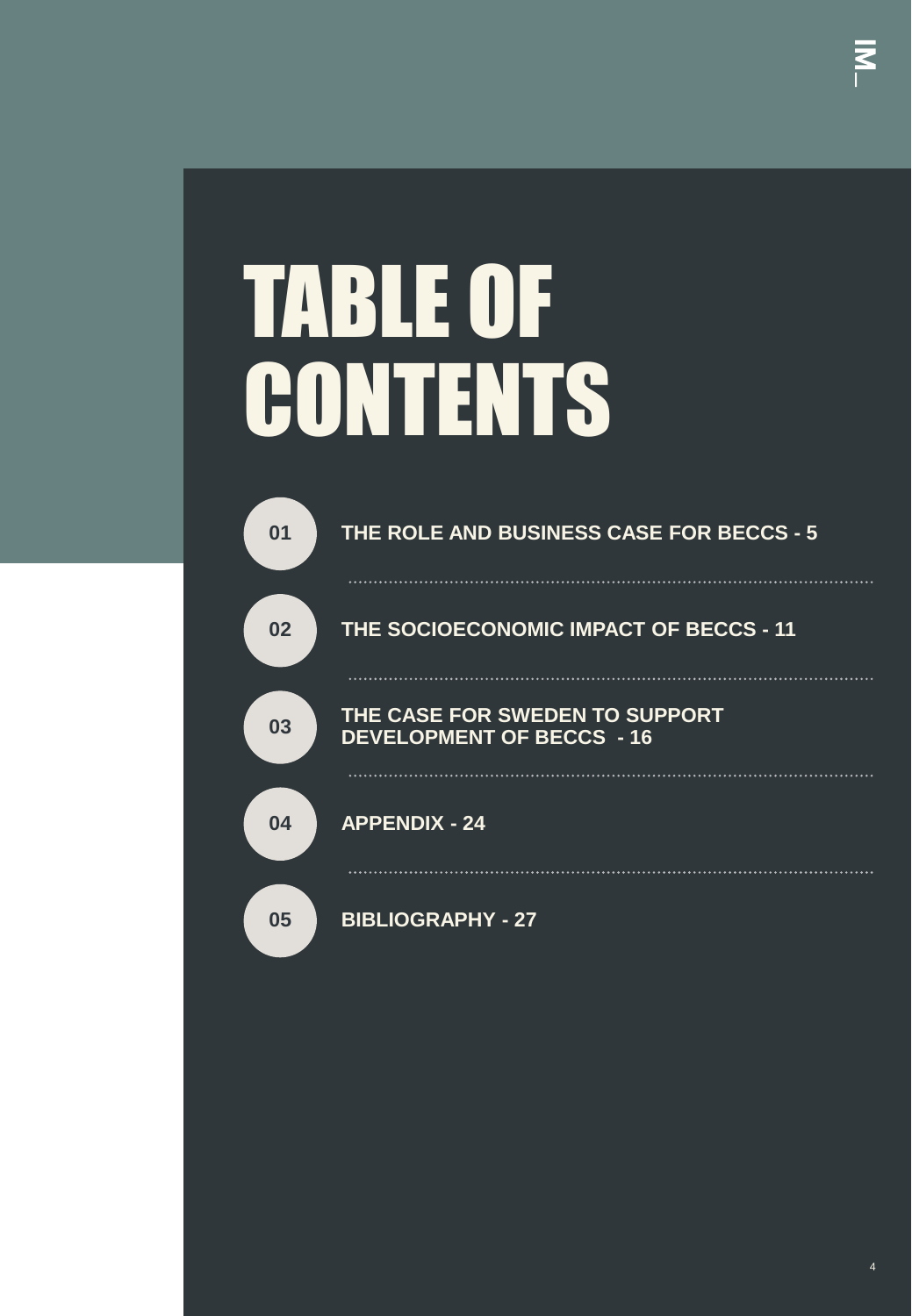# TABLE OF CONTENTS

01 THE ROLE AND BUSINESS CASE FOR BECCS - 5

02 THE SOCIOECONOMIC IMPACT OF BECCS - 11

03 THE CASE FOR SWEDEN TO SUPPORT DEVELOPMENT OF BECCS - 16

04 APPENDIX - 24

05 BIBLIOGRAPHY - 27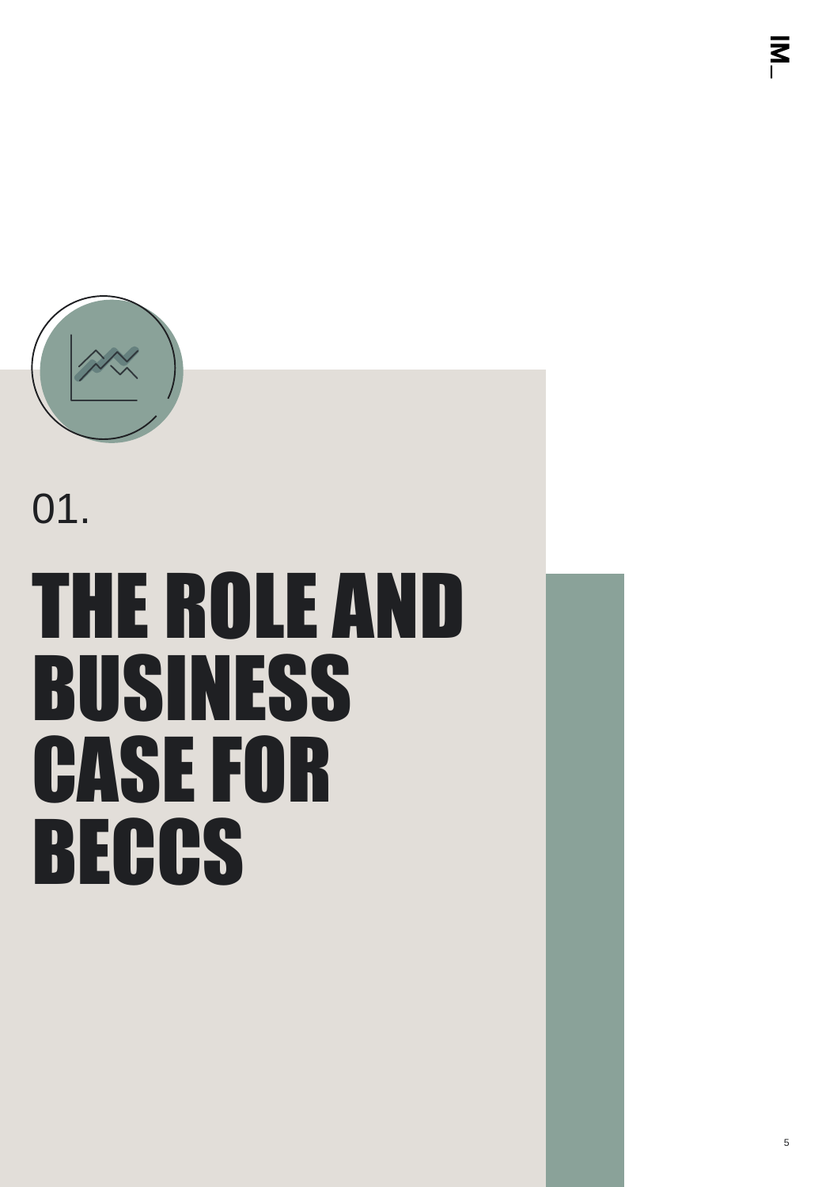01.

# THE ROLE AND BUSINESS CASE FOR BECCS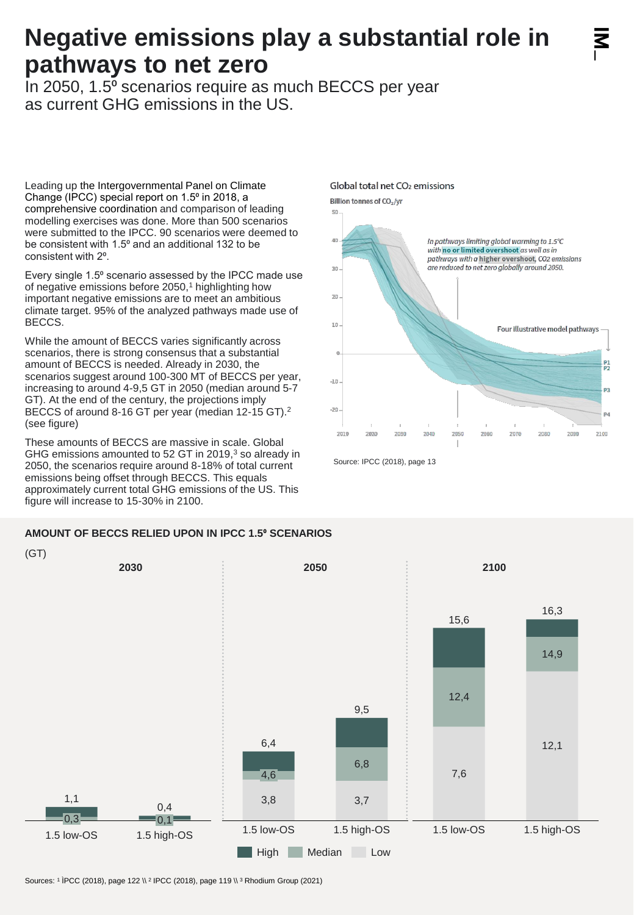# Negative emissions play a substantial role in pathways to net zero

In 2050, 1.5º scenarios require as much BECCS per year as current GHG emissions in the US.

Leading up the Intergovernmental Panel on Climate Change (IPCC) special report on 1.5º in 2018, a comprehensive coordination and comparison of leading modelling exercises was done. More than 500 scenarios were submitted to the IPCC. 90 scenarios were deemed to be consistent with 1.5º and an additional 132 to be consistent with 2º.

Every single 1.5º scenario assessed by the IPCC made use of negative emissions before 2050,[1] highlighting how important negative emissions are to meet an ambitious climate target. 95% of the analyzed pathways made use of BECCS.

While the amount of BECCS varies significantly across scenarios, there is strong consensus that a substantial amount of BECCS is needed. Already in 2030, the scenarios suggest around 100-300 MT of BECCS per year, increasing to around 4-9,5 GT in 2050 (median around 5-7 GT). At the end of the century, the projections imply BECCS of around 8-16 GT per year (median 12-15 GT).[2] (see figure)

These amounts of BECCS are massive in scale. Global GHG emissions amounted to 52 GT in 2019,[3] so already in 2050, the scenarios require around 8-18% of total current emissions being offset through BECCS. This equals approximately current total GHG emissions of the US. This figure will increase to 15-30% in 2100.

Global total net $CO_2$ emissions

Billion tonnes of $CO_2$/yr

*In pathways limiting global warming to 1.5°C with no or limited overshoot as well as in pathways with a higher overshoot, CO2 emissions are reduced to net zero globally around 2050.*

Four illustrative model pathways: P1, P2, P3, P4

Source: IPCC (2018), page 13

**AMOUNT OF BECCS RELIED UPON IN IPCC 1.5º SCENARIOS**

(GT)

| Year | Scenario | Low | Median | High |
|---|---|---|---|---|
| 2030 | 1.5 low-OS | | 0,3 | 1,1 |
| 2030 | 1.5 high-OS | | 0,1 | 0,4 |
| 2050 | 1.5 low-OS | 3,8 | 4,6 | 6,4 |
| 2050 | 1.5 high-OS | 3,7 | 6,8 | 9,5 |
| 2100 | 1.5 low-OS | 7,6 | 12,4 | 15,6 |
| 2100 | 1.5 high-OS | 12,1 | 14,9 | 16,3 |

Sources: [1] IPCC (2018), page 122 \\ [2] IPCC (2018), page 119 \\ [3] Rhodium Group (2021)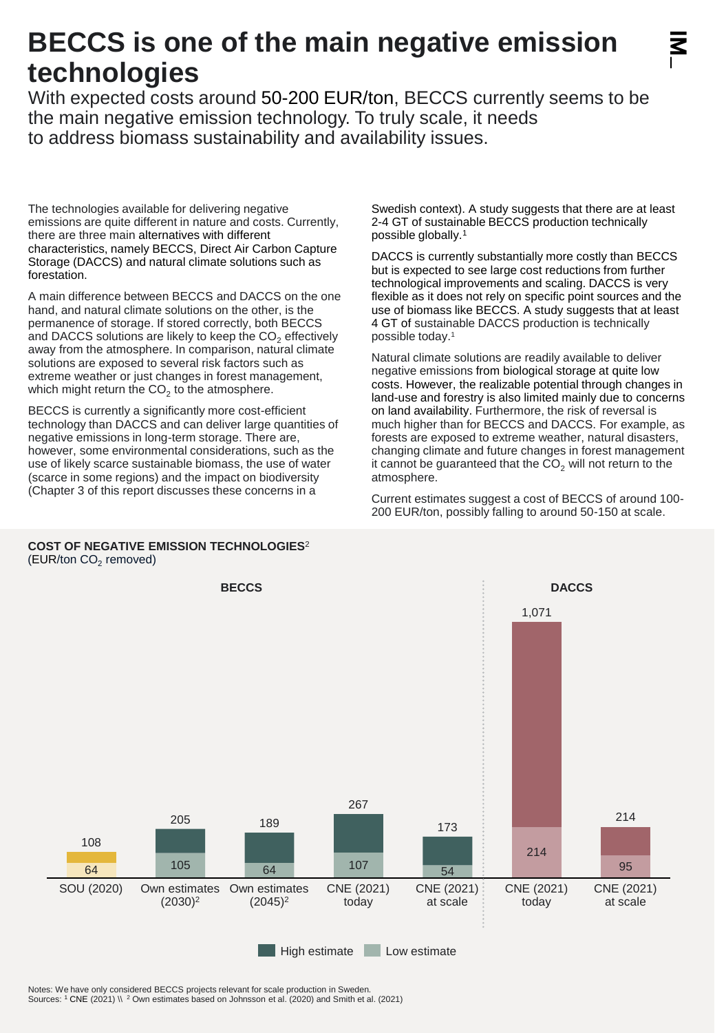# BECCS is one of the main negative emission technologies

With expected costs around 50-200 EUR/ton, BECCS currently seems to be the main negative emission technology. To truly scale, it needs to address biomass sustainability and availability issues.

The technologies available for delivering negative emissions are quite different in nature and costs. Currently, there are three main alternatives with different characteristics, namely BECCS, Direct Air Carbon Capture Storage (DACCS) and natural climate solutions such as forestation.

A main difference between BECCS and DACCS on the one hand, and natural climate solutions on the other, is the permanence of storage. If stored correctly, both BECCS and DACCS solutions are likely to keep the $CO_2$ effectively away from the atmosphere. In comparison, natural climate solutions are exposed to several risk factors such as extreme weather or just changes in forest management, which might return the $CO_2$ to the atmosphere.

BECCS is currently a significantly more cost-efficient technology than DACCS and can deliver large quantities of negative emissions in long-term storage. There are, however, some environmental considerations, such as the use of likely scarce sustainable biomass, the use of water (scarce in some regions) and the impact on biodiversity (Chapter 3 of this report discusses these concerns in a Swedish context). A study suggests that there are at least 2-4 GT of sustainable BECCS production technically possible globally.[1]

DACCS is currently substantially more costly than BECCS but is expected to see large cost reductions from further technological improvements and scaling. DACCS is very flexible as it does not rely on specific point sources and the use of biomass like BECCS. A study suggests that at least 4 GT of sustainable DACCS production is technically possible today.[1]

Natural climate solutions are readily available to deliver negative emissions from biological storage at quite low costs. However, the realizable potential through changes in land-use and forestry is also limited mainly due to concerns on land availability. Furthermore, the risk of reversal is much higher than for BECCS and DACCS. For example, as forests are exposed to extreme weather, natural disasters, changing climate and future changes in forest management it cannot be guaranteed that the $CO_2$ will not return to the atmosphere.

Current estimates suggest a cost of BECCS of around 100-200 EUR/ton, possibly falling to around 50-150 at scale.

**COST OF NEGATIVE EMISSION TECHNOLOGIES**[2]
(EUR/ton $CO_2$ removed)

| Technology | Source | Low estimate | High estimate |
|---|---|---|---|
| BECCS | SOU (2020) | 64 | 108 |
| BECCS | Own estimates (2030)[2] | 105 | 205 |
| BECCS | Own estimates (2045)[2] | 64 | 189 |
| BECCS | CNE (2021) today | 107 | 267 |
| BECCS | CNE (2021) at scale | 54 | 173 |
| DACCS | CNE (2021) today | 214 | 1,071 |
| DACCS | CNE (2021) at scale | 95 | 214 |

Notes: We have only considered BECCS projects relevant for scale production in Sweden.
Sources: [1] CNE (2021) \\ [2] Own estimates based on Johnsson et al. (2020) and Smith et al. (2021)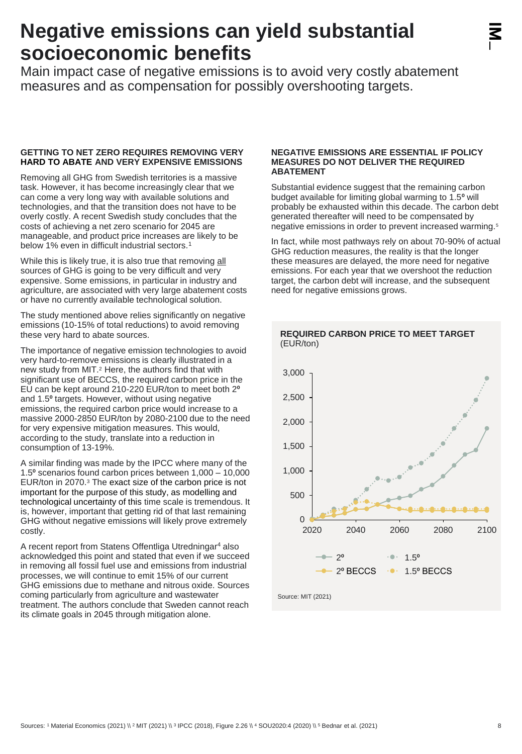# Negative emissions can yield substantial socioeconomic benefits

Main impact case of negative emissions is to avoid very costly abatement measures and as compensation for possibly overshooting targets.

### GETTING TO NET ZERO REQUIRES REMOVING VERY HARD TO ABATE AND VERY EXPENSIVE EMISSIONS

Removing all GHG from Swedish territories is a massive task. However, it has become increasingly clear that we can come a very long way with available solutions and technologies, and that the transition does not have to be overly costly. A recent Swedish study concludes that the costs of achieving a net zero scenario for 2045 are manageable, and product price increases are likely to be below 1% even in difficult industrial sectors.[1]

While this is likely true, it is also true that removing all sources of GHG is going to be very difficult and very expensive. Some emissions, in particular in industry and agriculture, are associated with very large abatement costs or have no currently available technological solution.

The study mentioned above relies significantly on negative emissions (10-15% of total reductions) to avoid removing these very hard to abate sources.

The importance of negative emission technologies to avoid very hard-to-remove emissions is clearly illustrated in a new study from MIT.[2] Here, the authors find that with significant use of BECCS, the required carbon price in the EU can be kept around 210-220 EUR/ton to meet both 2⁰ and 1.5⁰ targets. However, without using negative emissions, the required carbon price would increase to a massive 2000-2850 EUR/ton by 2080-2100 due to the need for very expensive mitigation measures. This would, according to the study, translate into a reduction in consumption of 13-19%.

A similar finding was made by the IPCC where many of the 1.5⁰ scenarios found carbon prices between 1,000 – 10,000 EUR/ton in 2070.[3] The exact size of the carbon price is not important for the purpose of this study, as modelling and technological uncertainty of this time scale is tremendous. It is, however, important that getting rid of that last remaining GHG without negative emissions will likely prove extremely costly.

A recent report from Statens Offentliga Utredningar[4] also acknowledged this point and stated that even if we succeed in removing all fossil fuel use and emissions from industrial processes, we will continue to emit 15% of our current GHG emissions due to methane and nitrous oxide. Sources coming particularly from agriculture and wastewater treatment. The authors conclude that Sweden cannot reach its climate goals in 2045 through mitigation alone.

### NEGATIVE EMISSIONS ARE ESSENTIAL IF POLICY MEASURES DO NOT DELIVER THE REQUIRED ABATEMENT

Substantial evidence suggest that the remaining carbon budget available for limiting global warming to 1.5⁰ will probably be exhausted within this decade. The carbon debt generated thereafter will need to be compensated by negative emissions in order to prevent increased warming.[5]

In fact, while most pathways rely on about 70-90% of actual GHG reduction measures, the reality is that the longer these measures are delayed, the more need for negative emissions. For each year that we overshoot the reduction target, the carbon debt will increase, and the subsequent need for negative emissions grows.

**REQUIRED CARBON PRICE TO MEET TARGET**
(EUR/ton)

Legend: 2⁰ · 1.5⁰ · 2⁰ BECCS · 1.5⁰ BECCS

Source: MIT (2021)

Sources: [1] Material Economics (2021) \\ [2] MIT (2021) \\ [3] IPCC (2018), Figure 2.26 \\ [4] SOU2020:4 (2020) \\ [5] Bednar et al. (2021)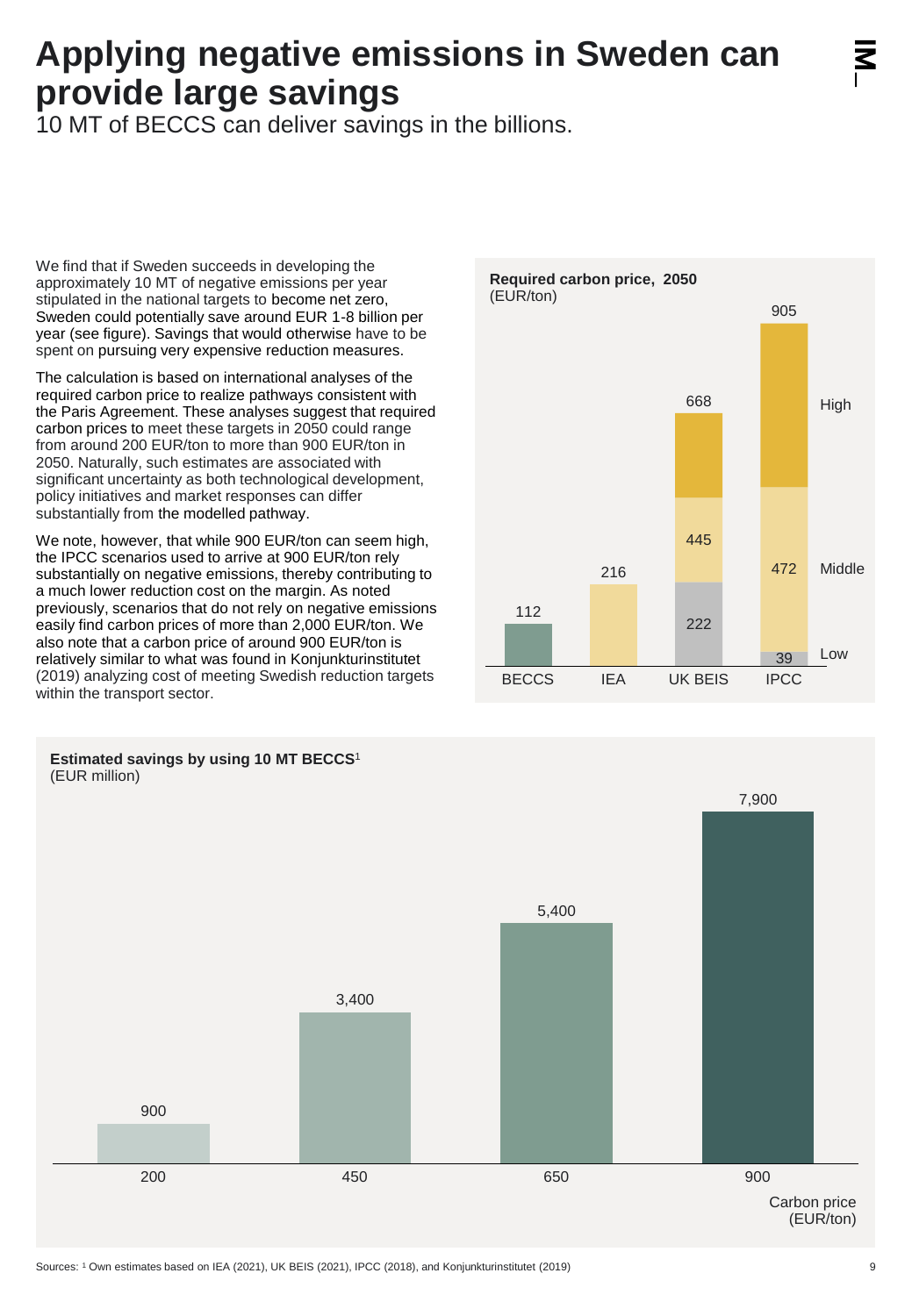# Applying negative emissions in Sweden can provide large savings

10 MT of BECCS can deliver savings in the billions.

We find that if Sweden succeeds in developing the approximately 10 MT of negative emissions per year stipulated in the national targets to become net zero, Sweden could potentially save around EUR 1-8 billion per year (see figure). Savings that would otherwise have to be spent on pursuing very expensive reduction measures.

The calculation is based on international analyses of the required carbon price to realize pathways consistent with the Paris Agreement. These analyses suggest that required carbon prices to meet these targets in 2050 could range from around 200 EUR/ton to more than 900 EUR/ton in 2050. Naturally, such estimates are associated with significant uncertainty as both technological development, policy initiatives and market responses can differ substantially from the modelled pathway.

We note, however, that while 900 EUR/ton can seem high, the IPCC scenarios used to arrive at 900 EUR/ton rely substantially on negative emissions, thereby contributing to a much lower reduction cost on the margin. As noted previously, scenarios that do not rely on negative emissions easily find carbon prices of more than 2,000 EUR/ton. We also note that a carbon price of around 900 EUR/ton is relatively similar to what was found in Konjunkturinstitutet (2019) analyzing cost of meeting Swedish reduction targets within the transport sector.

**Required carbon price, 2050**
(EUR/ton)

| | BECCS | IEA | UK BEIS | IPCC |
|---|---|---|---|---|
| Low | 112 | | 222 | 39 |
| Middle | | 216 | 445 | 472 |
| High | | | 668 | 905 |

**Estimated savings by using 10 MT BECCS**[1]
(EUR million)

| Carbon price (EUR/ton) | Savings (EUR million) |
|---|---|
| 200 | 900 |
| 450 | 3,400 |
| 650 | 5,400 |
| 900 | 7,900 |

Sources: [1] Own estimates based on IEA (2021), UK BEIS (2021), IPCC (2018), and Konjunkturinstitutet (2019)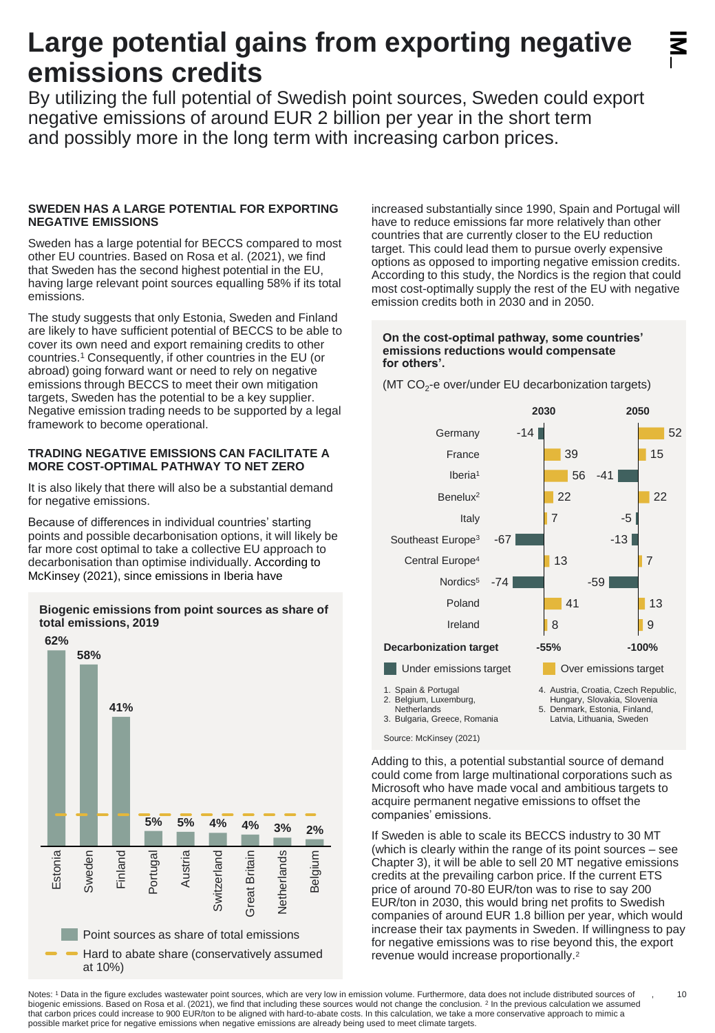# Large potential gains from exporting negative emissions credits

By utilizing the full potential of Swedish point sources, Sweden could export negative emissions of around EUR 2 billion per year in the short term and possibly more in the long term with increasing carbon prices.

### SWEDEN HAS A LARGE POTENTIAL FOR EXPORTING NEGATIVE EMISSIONS

Sweden has a large potential for BECCS compared to most other EU countries. Based on Rosa et al. (2021), we find that Sweden has the second highest potential in the EU, having large relevant point sources equalling 58% if its total emissions.

The study suggests that only Estonia, Sweden and Finland are likely to have sufficient potential of BECCS to be able to cover its own need and export remaining credits to other countries.[1] Consequently, if other countries in the EU (or abroad) going forward want or need to rely on negative emissions through BECCS to meet their own mitigation targets, Sweden has the potential to be a key supplier. Negative emission trading needs to be supported by a legal framework to become operational.

### TRADING NEGATIVE EMISSIONS CAN FACILITATE A MORE COST-OPTIMAL PATHWAY TO NET ZERO

It is also likely that there will also be a substantial demand for negative emissions.

Because of differences in individual countries' starting points and possible decarbonisation options, it will likely be far more cost optimal to take a collective EU approach to decarbonisation than optimise individually. According to McKinsey (2021), since emissions in Iberia have increased substantially since 1990, Spain and Portugal will have to reduce emissions far more relatively than other countries that are currently closer to the EU reduction target. This could lead them to pursue overly expensive options as opposed to importing negative emission credits. According to this study, the Nordics is the region that could most cost-optimally supply the rest of the EU with negative emission credits both in 2030 and in 2050.

**Biogenic emissions from point sources as share of total emissions, 2019**

| Country | Point sources as share of total emissions |
|---|---|
| Estonia | 62% |
| Sweden | 58% |
| Finland | 41% |
| Portugal | 5% |
| Austria | 5% |
| Switzerland | 4% |
| Great Britain | 4% |
| Netherlands | 3% |
| Belgium | 2% |

Point sources as share of total emissions

Hard to abate share (conservatively assumed at 10%)

**On the cost-optimal pathway, some countries' emissions reductions would compensate for others'.**

(MT $CO_2$-e over/under EU decarbonization targets)

| | 2030 | 2050 |
|---|---|---|
| Germany | -14 | 52 |
| France | 39 | 15 |
| Iberia[1] | 56 | -41 |
| Benelux[2] | 22 | 22 |
| Italy | 7 | -5 |
| Southeast Europe[3] | -67 | -13 |
| Central Europe[4] | 13 | 7 |
| Nordics[5] | -74 | -59 |
| Poland | 41 | 13 |
| Ireland | 8 | 9 |
| **Decarbonization target** | -55% | -100% |

Under emissions target (negative values) / Over emissions target (positive values)

1. Spain & Portugal
2. Belgium, Luxemburg, Netherlands
3. Bulgaria, Greece, Romania
4. Austria, Croatia, Czech Republic, Hungary, Slovakia, Slovenia
5. Denmark, Estonia, Finland, Latvia, Lithuania, Sweden

Source: McKinsey (2021)

Adding to this, a potential substantial source of demand could come from large multinational corporations such as Microsoft who have made vocal and ambitious targets to acquire permanent negative emissions to offset the companies' emissions.

If Sweden is able to scale its BECCS industry to 30 MT (which is clearly within the range of its point sources – see Chapter 3), it will be able to sell 20 MT negative emissions credits at the prevailing carbon price. If the current ETS price of around 80 EUR/ton was to rise to say 200 EUR/ton in 2030, this would bring net profits to Swedish companies of around EUR 1.8 billion per year, which would increase their tax payments in Sweden. If willingness to pay for negative emissions was to rise beyond this, the export revenue would increase proportionally.[2]

Notes: [1] Data in the figure excludes wastewater point sources, which are very low in emission volume. Furthermore, data does not include distributed sources of biogenic emissions. Based on Rosa et al. (2021), we find that including these sources would not change the conclusion. [2] In the previous calculation we assumed that carbon prices could increase to 900 EUR/ton to be aligned with hard-to-abate costs. In this calculation, we take a more conservative approach to mimic a possible market price for negative emissions when negative emissions are already being used to meet climate targets.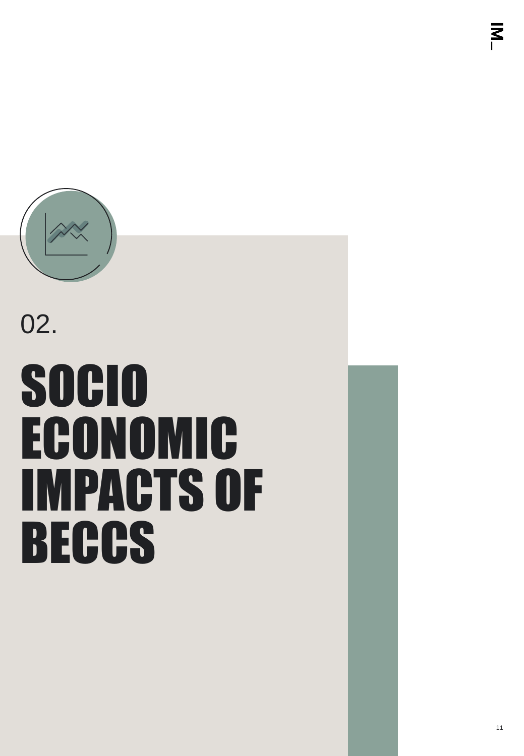02.

# SOCIO ECONOMIC IMPACTS OF BECCS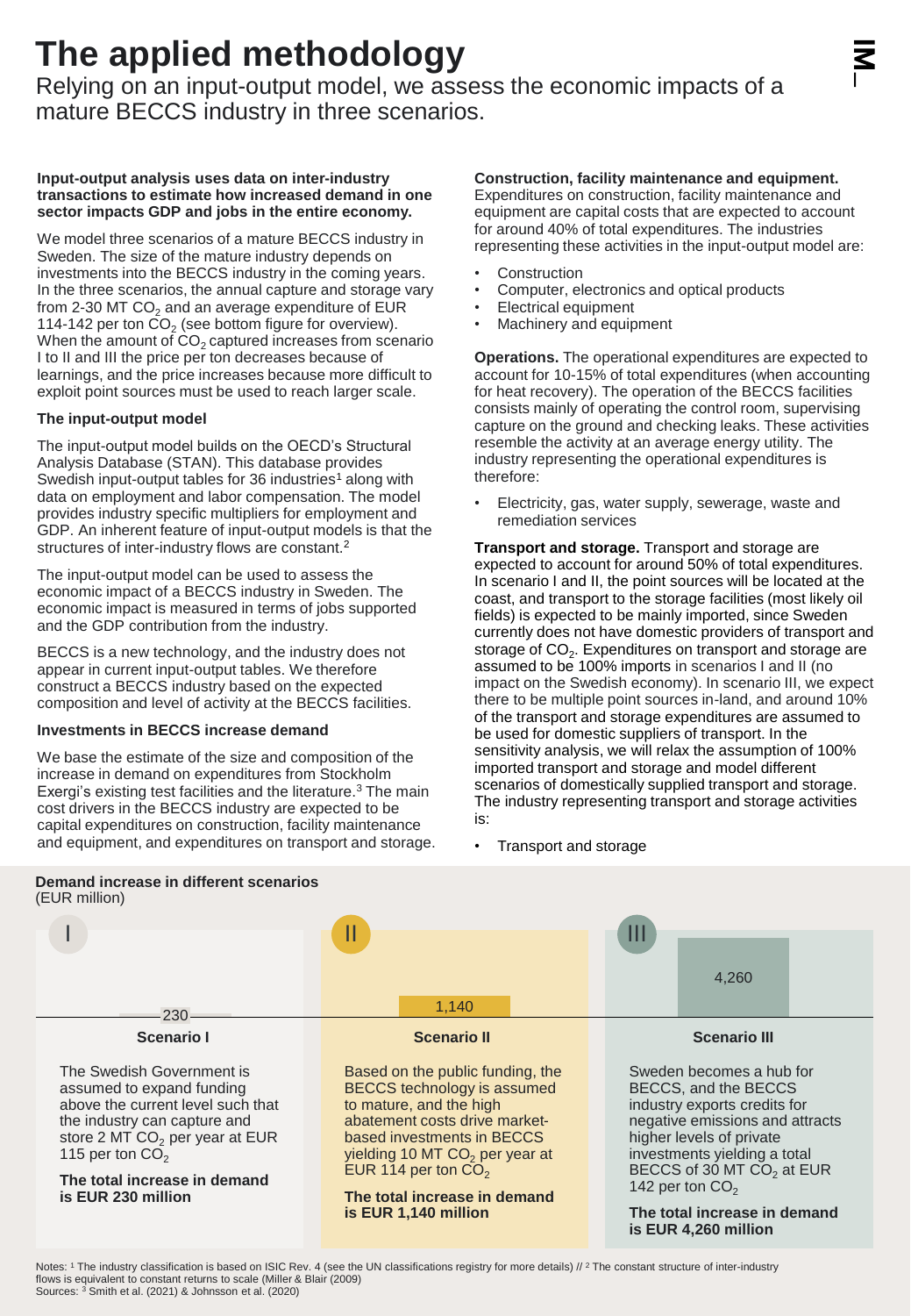# The applied methodology

Relying on an input-output model, we assess the economic impacts of a mature BECCS industry in three scenarios.

**Input-output analysis uses data on inter-industry transactions to estimate how increased demand in one sector impacts GDP and jobs in the entire economy.**

We model three scenarios of a mature BECCS industry in Sweden. The size of the mature industry depends on investments into the BECCS industry in the coming years. In the three scenarios, the annual capture and storage vary from 2-30 MT $CO_2$ and an average expenditure of EUR 114-142 per ton $CO_2$ (see bottom figure for overview). When the amount of $CO_2$ captured increases from scenario I to II and III the price per ton decreases because of learnings, and the price increases because more difficult to exploit point sources must be used to reach larger scale.

### The input-output model

The input-output model builds on the OECD's Structural Analysis Database (STAN). This database provides Swedish input-output tables for 36 industries[1] along with data on employment and labor compensation. The model provides industry specific multipliers for employment and GDP. An inherent feature of input-output models is that the structures of inter-industry flows are constant.[2]

The input-output model can be used to assess the economic impact of a BECCS industry in Sweden. The economic impact is measured in terms of jobs supported and the GDP contribution from the industry.

BECCS is a new technology, and the industry does not appear in current input-output tables. We therefore construct a BECCS industry based on the expected composition and level of activity at the BECCS facilities.

### Investments in BECCS increase demand

We base the estimate of the size and composition of the increase in demand on expenditures from Stockholm Exergi's existing test facilities and the literature.[3] The main cost drivers in the BECCS industry are expected to be capital expenditures on construction, facility maintenance and equipment, and expenditures on transport and storage.

**Construction, facility maintenance and equipment.** Expenditures on construction, facility maintenance and equipment are capital costs that are expected to account for around 40% of total expenditures. The industries representing these activities in the input-output model are:

- Construction
- Computer, electronics and optical products
- Electrical equipment
- Machinery and equipment

**Operations.** The operational expenditures are expected to account for 10-15% of total expenditures (when accounting for heat recovery). The operation of the BECCS facilities consists mainly of operating the control room, supervising capture on the ground and checking leaks. These activities resemble the activity at an average energy utility. The industry representing the operational expenditures is therefore:

- Electricity, gas, water supply, sewerage, waste and remediation services

**Transport and storage.** Transport and storage are expected to account for around 50% of total expenditures. In scenario I and II, the point sources will be located at the coast, and transport to the storage facilities (most likely oil fields) is expected to be mainly imported, since Sweden currently does not have domestic providers of transport and storage of $CO_2$. Expenditures on transport and storage are assumed to be 100% imports in scenarios I and II (no impact on the Swedish economy). In scenario III, we expect there to be multiple point sources in-land, and around 10% of the transport and storage expenditures are assumed to be used for domestic suppliers of transport. In the sensitivity analysis, we will relax the assumption of 100% imported transport and storage and model different scenarios of domestically supplied transport and storage. The industry representing transport and storage activities is:

- Transport and storage

**Demand increase in different scenarios**
(EUR million)

| | I | II | III |
|---|---|---|---|
| Demand increase | 230 | 1,140 | 4,260 |

**Scenario I**

The Swedish Government is assumed to expand funding above the current level such that the industry can capture and store 2 MT $CO_2$ per year at EUR 115 per ton $CO_2$

**The total increase in demand is EUR 230 million**

**Scenario II**

Based on the public funding, the BECCS technology is assumed to mature, and the high abatement costs drive market-based investments in BECCS yielding 10 MT $CO_2$ per year at EUR 114 per ton $CO_2$

**The total increase in demand is EUR 1,140 million**

**Scenario III**

Sweden becomes a hub for BECCS, and the BECCS industry exports credits for negative emissions and attracts higher levels of private investments yielding a total BECCS of 30 MT $CO_2$ at EUR 142 per ton $CO_2$

**The total increase in demand is EUR 4,260 million**

Notes: [1] The industry classification is based on ISIC Rev. 4 (see the UN classifications registry for more details) // [2] The constant structure of inter-industry flows is equivalent to constant returns to scale (Miller & Blair (2009)
Sources: [3] Smith et al. (2021) & Johnsson et al. (2020)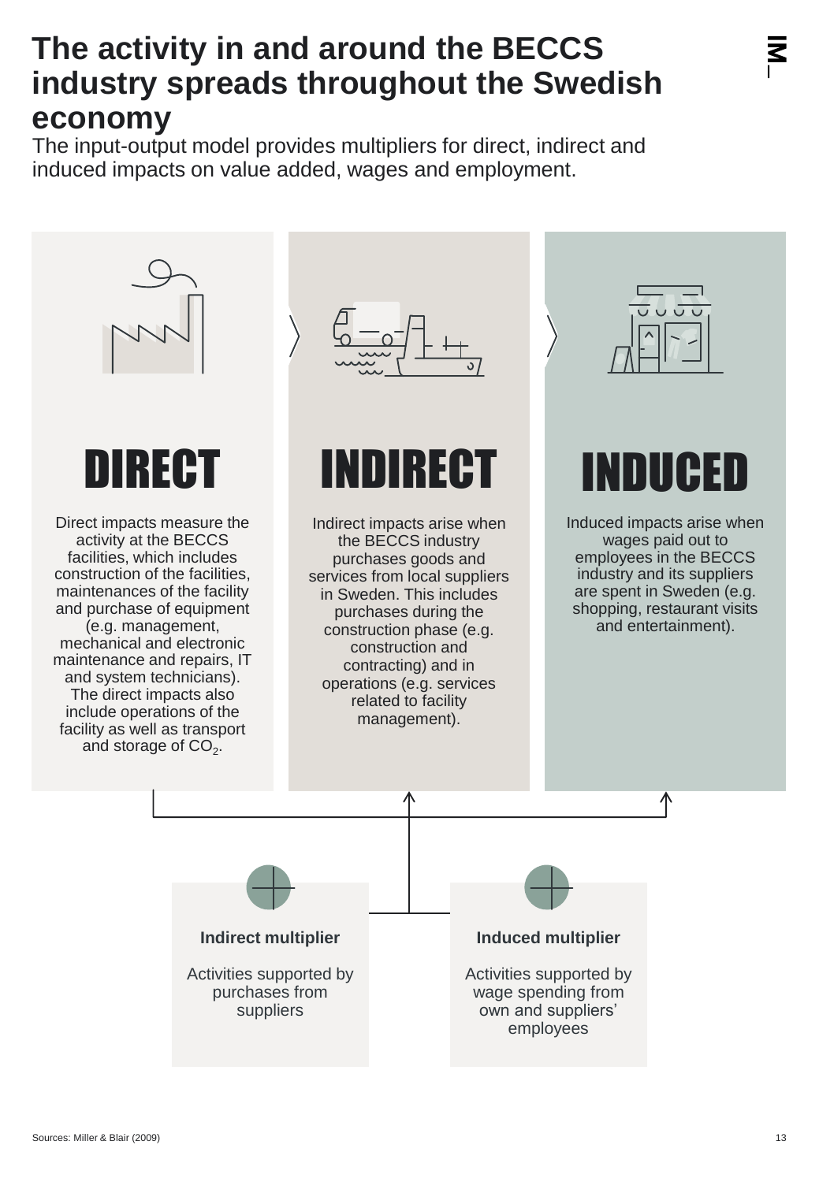# The activity in and around the BECCS industry spreads throughout the Swedish economy

The input-output model provides multipliers for direct, indirect and induced impacts on value added, wages and employment.

## DIRECT

Direct impacts measure the activity at the BECCS facilities, which includes construction of the facilities, maintenances of the facility and purchase of equipment (e.g. management, mechanical and electronic maintenance and repairs, IT and system technicians). The direct impacts also include operations of the facility as well as transport and storage of $CO_2$.

## INDIRECT

Indirect impacts arise when the BECCS industry purchases goods and services from local suppliers in Sweden. This includes purchases during the construction phase (e.g. construction and contracting) and in operations (e.g. services related to facility management).

## INDUCED

Induced impacts arise when wages paid out to employees in the BECCS industry and its suppliers are spent in Sweden (e.g. shopping, restaurant visits and entertainment).

**Indirect multiplier**

Activities supported by purchases from suppliers

**Induced multiplier**

Activities supported by wage spending from own and suppliers' employees

Sources: Miller & Blair (2009)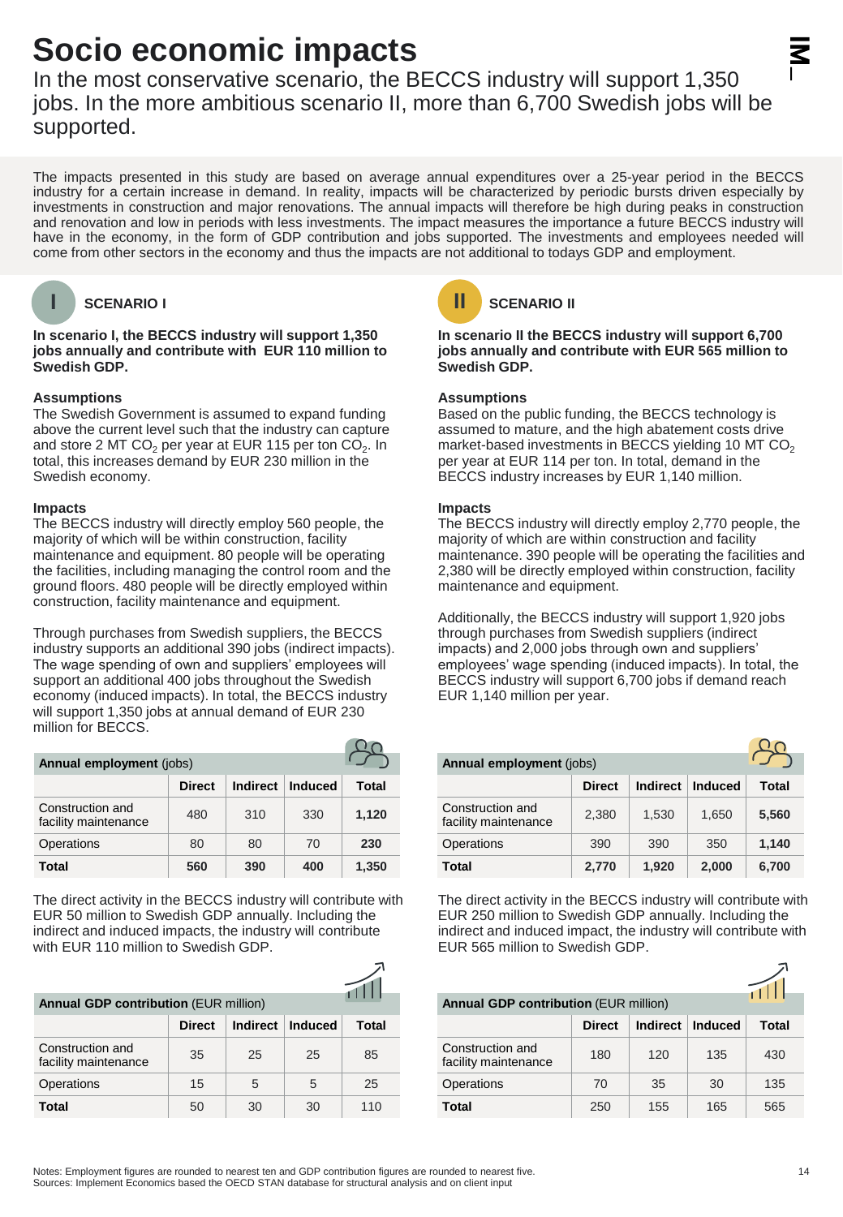# Socio economic impacts

In the most conservative scenario, the BECCS industry will support 1,350 jobs. In the more ambitious scenario II, more than 6,700 Swedish jobs will be supported.

The impacts presented in this study are based on average annual expenditures over a 25-year period in the BECCS industry for a certain increase in demand. In reality, impacts will be characterized by periodic bursts driven especially by investments in construction and major renovations. The annual impacts will therefore be high during peaks in construction and renovation and low in periods with less investments. The impact measures the importance a future BECCS industry will have in the economy, in the form of GDP contribution and jobs supported. The investments and employees needed will come from other sectors in the economy and thus the impacts are not additional to todays GDP and employment.

## I SCENARIO I

**In scenario I, the BECCS industry will support 1,350 jobs annually and contribute with EUR 110 million to Swedish GDP.**

### Assumptions

The Swedish Government is assumed to expand funding above the current level such that the industry can capture and store 2 MT $CO_2$ per year at EUR 115 per ton $CO_2$. In total, this increases demand by EUR 230 million in the Swedish economy.

### Impacts

The BECCS industry will directly employ 560 people, the majority of which will be within construction, facility maintenance and equipment. 80 people will be operating the facilities, including managing the control room and the ground floors. 480 people will be directly employed within construction, facility maintenance and equipment.

Through purchases from Swedish suppliers, the BECCS industry supports an additional 390 jobs (indirect impacts). The wage spending of own and suppliers' employees will support an additional 400 jobs throughout the Swedish economy (induced impacts). In total, the BECCS industry will support 1,350 jobs at annual demand of EUR 230 million for BECCS.

| **Annual employment** (jobs) | | | | |
|---|---|---|---|---|
| | **Direct** | **Indirect** | **Induced** | **Total** |
| Construction and facility maintenance | 480 | 310 | 330 | **1,120** |
| Operations | 80 | 80 | 70 | **230** |
| **Total** | **560** | **390** | **400** | **1,350** |

The direct activity in the BECCS industry will contribute with EUR 50 million to Swedish GDP annually. Including the indirect and induced impacts, the industry will contribute with EUR 110 million to Swedish GDP.

| **Annual GDP contribution** (EUR million) | | | | |
|---|---|---|---|---|
| | **Direct** | **Indirect** | **Induced** | **Total** |
| Construction and facility maintenance | 35 | 25 | 25 | 85 |
| Operations | 15 | 5 | 5 | 25 |
| **Total** | 50 | 30 | 30 | 110 |

## II SCENARIO II

**In scenario II the BECCS industry will support 6,700 jobs annually and contribute with EUR 565 million to Swedish GDP.**

### Assumptions

Based on the public funding, the BECCS technology is assumed to mature, and the high abatement costs drive market-based investments in BECCS yielding 10 MT $CO_2$ per year at EUR 114 per ton. In total, demand in the BECCS industry increases by EUR 1,140 million.

### Impacts

The BECCS industry will directly employ 2,770 people, the majority of which are within construction and facility maintenance. 390 people will be operating the facilities and 2,380 will be directly employed within construction, facility maintenance and equipment.

Additionally, the BECCS industry will support 1,920 jobs through purchases from Swedish suppliers (indirect impacts) and 2,000 jobs through own and suppliers' employees' wage spending (induced impacts). In total, the BECCS industry will support 6,700 jobs if demand reach EUR 1,140 million per year.

| **Annual employment** (jobs) | | | | |
|---|---|---|---|---|
| | **Direct** | **Indirect** | **Induced** | **Total** |
| Construction and facility maintenance | 2,380 | 1,530 | 1,650 | **5,560** |
| Operations | 390 | 390 | 350 | **1,140** |
| **Total** | **2,770** | **1,920** | **2,000** | **6,700** |

The direct activity in the BECCS industry will contribute with EUR 250 million to Swedish GDP annually. Including the indirect and induced impact, the industry will contribute with EUR 565 million to Swedish GDP.

| **Annual GDP contribution** (EUR million) | | | | |
|---|---|---|---|---|
| | **Direct** | **Indirect** | **Induced** | **Total** |
| Construction and facility maintenance | 180 | 120 | 135 | 430 |
| Operations | 70 | 35 | 30 | 135 |
| **Total** | 250 | 155 | 165 | 565 |

Notes: Employment figures are rounded to nearest ten and GDP contribution figures are rounded to nearest five.
Sources: Implement Economics based the OECD STAN database for structural analysis and on client input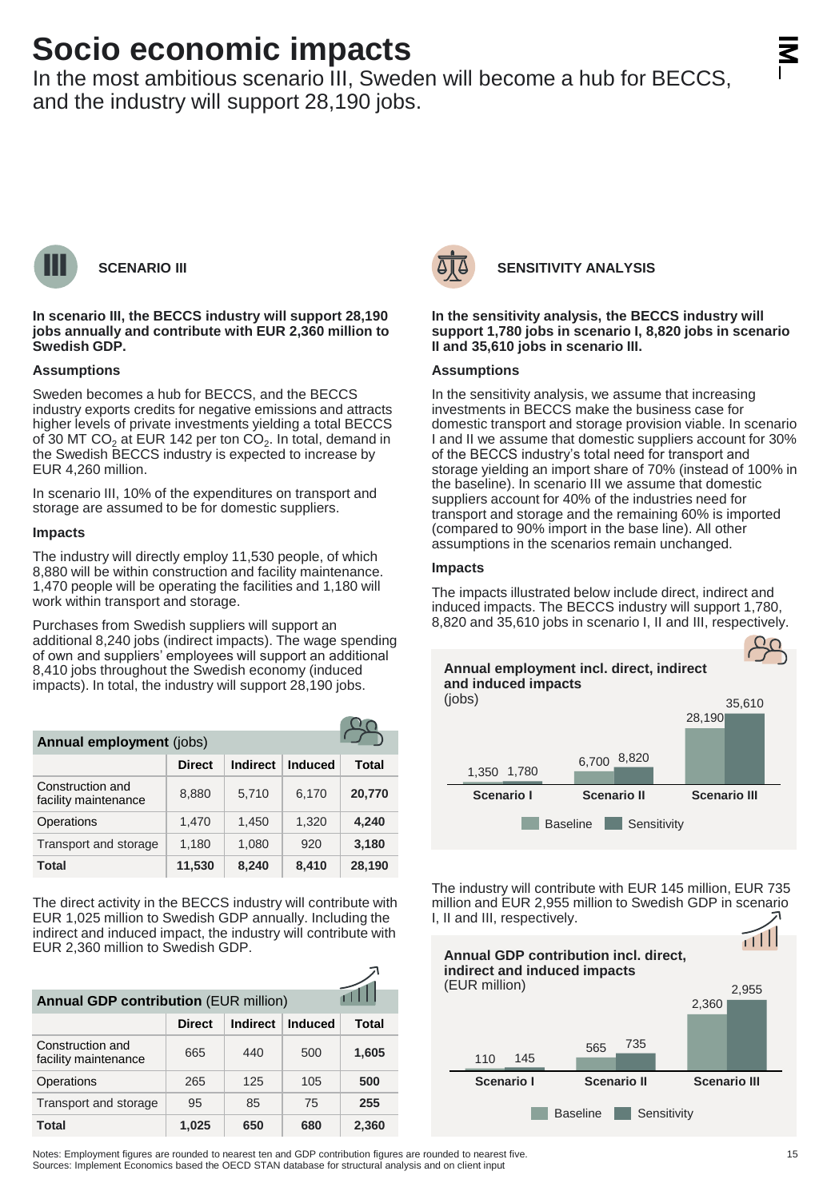# Socio economic impacts

In the most ambitious scenario III, Sweden will become a hub for BECCS, and the industry will support 28,190 jobs.

### SCENARIO III

**In scenario III, the BECCS industry will support 28,190 jobs annually and contribute with EUR 2,360 million to Swedish GDP.**

**Assumptions**

Sweden becomes a hub for BECCS, and the BECCS industry exports credits for negative emissions and attracts higher levels of private investments yielding a total BECCS of 30 MT $CO_2$ at EUR 142 per ton $CO_2$. In total, demand in the Swedish BECCS industry is expected to increase by EUR 4,260 million.

In scenario III, 10% of the expenditures on transport and storage are assumed to be for domestic suppliers.

**Impacts**

The industry will directly employ 11,530 people, of which 8,880 will be within construction and facility maintenance. 1,470 people will be operating the facilities and 1,180 will work within transport and storage.

Purchases from Swedish suppliers will support an additional 8,240 jobs (indirect impacts). The wage spending of own and suppliers' employees will support an additional 8,410 jobs throughout the Swedish economy (induced impacts). In total, the industry will support 28,190 jobs.

**Annual employment** (jobs)

| | Direct | Indirect | Induced | Total |
|---|---|---|---|---|
| Construction and facility maintenance | 8,880 | 5,710 | 6,170 | **20,770** |
| Operations | 1,470 | 1,450 | 1,320 | **4,240** |
| Transport and storage | 1,180 | 1,080 | 920 | **3,180** |
| **Total** | **11,530** | **8,240** | **8,410** | **28,190** |

The direct activity in the BECCS industry will contribute with EUR 1,025 million to Swedish GDP annually. Including the indirect and induced impact, the industry will contribute with EUR 2,360 million to Swedish GDP.

**Annual GDP contribution** (EUR million)

| | Direct | Indirect | Induced | Total |
|---|---|---|---|---|
| Construction and facility maintenance | 665 | 440 | 500 | **1,605** |
| Operations | 265 | 125 | 105 | **500** |
| Transport and storage | 95 | 85 | 75 | **255** |
| **Total** | **1,025** | **650** | **680** | **2,360** |

### SENSITIVITY ANALYSIS

**In the sensitivity analysis, the BECCS industry will support 1,780 jobs in scenario I, 8,820 jobs in scenario II and 35,610 jobs in scenario III.**

**Assumptions**

In the sensitivity analysis, we assume that increasing investments in BECCS make the business case for domestic transport and storage provision viable. In scenario I and II we assume that domestic suppliers account for 30% of the BECCS industry's total need for transport and storage yielding an import share of 70% (instead of 100% in the baseline). In scenario III we assume that domestic suppliers account for 40% of the industries need for transport and storage and the remaining 60% is imported (compared to 90% import in the base line). All other assumptions in the scenarios remain unchanged.

**Impacts**

The impacts illustrated below include direct, indirect and induced impacts. The BECCS industry will support 1,780, 8,820 and 35,610 jobs in scenario I, II and III, respectively.

**Annual employment incl. direct, indirect and induced impacts**
(jobs)

| | Baseline | Sensitivity |
|---|---|---|
| Scenario I | 1,350 | 1,780 |
| Scenario II | 6,700 | 8,820 |
| Scenario III | 28,190 | 35,610 |

The industry will contribute with EUR 145 million, EUR 735 million and EUR 2,955 million to Swedish GDP in scenario I, II and III, respectively.

**Annual GDP contribution incl. direct, indirect and induced impacts**
(EUR million)

| | Baseline | Sensitivity |
|---|---|---|
| Scenario I | 110 | 145 |
| Scenario II | 565 | 735 |
| Scenario III | 2,360 | 2,955 |

Notes: Employment figures are rounded to nearest ten and GDP contribution figures are rounded to nearest five.
Sources: Implement Economics based the OECD STAN database for structural analysis and on client input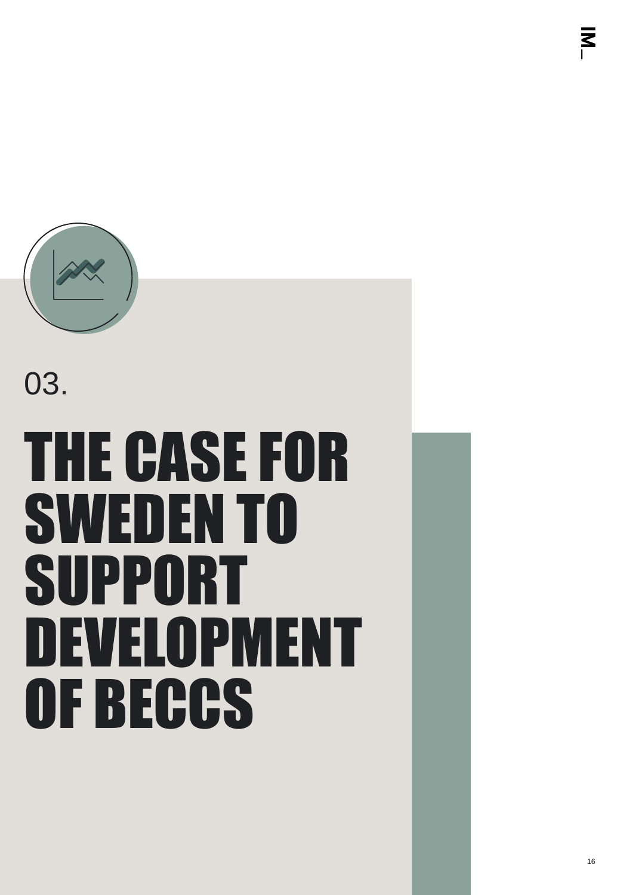03.

# THE CASE FOR SWEDEN TO SUPPORT DEVELOPMENT OF BECCS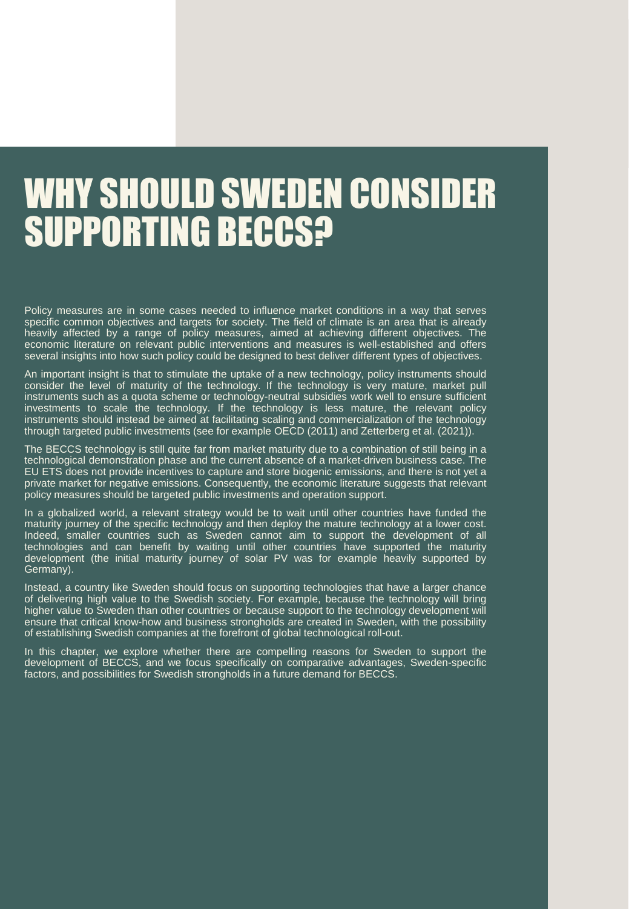# WHY SHOULD SWEDEN CONSIDER SUPPORTING BECCS?

Policy measures are in some cases needed to influence market conditions in a way that serves specific common objectives and targets for society. The field of climate is an area that is already heavily affected by a range of policy measures, aimed at achieving different objectives. The economic literature on relevant public interventions and measures is well-established and offers several insights into how such policy could be designed to best deliver different types of objectives.

An important insight is that to stimulate the uptake of a new technology, policy instruments should consider the level of maturity of the technology. If the technology is very mature, market pull instruments such as a quota scheme or technology-neutral subsidies work well to ensure sufficient investments to scale the technology. If the technology is less mature, the relevant policy instruments should instead be aimed at facilitating scaling and commercialization of the technology through targeted public investments (see for example OECD (2011) and Zetterberg et al. (2021)).

The BECCS technology is still quite far from market maturity due to a combination of still being in a technological demonstration phase and the current absence of a market-driven business case. The EU ETS does not provide incentives to capture and store biogenic emissions, and there is not yet a private market for negative emissions. Consequently, the economic literature suggests that relevant policy measures should be targeted public investments and operation support.

In a globalized world, a relevant strategy would be to wait until other countries have funded the maturity journey of the specific technology and then deploy the mature technology at a lower cost. Indeed, smaller countries such as Sweden cannot aim to support the development of all technologies and can benefit by waiting until other countries have supported the maturity development (the initial maturity journey of solar PV was for example heavily supported by Germany).

Instead, a country like Sweden should focus on supporting technologies that have a larger chance of delivering high value to the Swedish society. For example, because the technology will bring higher value to Sweden than other countries or because support to the technology development will ensure that critical know-how and business strongholds are created in Sweden, with the possibility of establishing Swedish companies at the forefront of global technological roll-out.

In this chapter, we explore whether there are compelling reasons for Sweden to support the development of BECCS, and we focus specifically on comparative advantages, Sweden-specific factors, and possibilities for Swedish strongholds in a future demand for BECCS.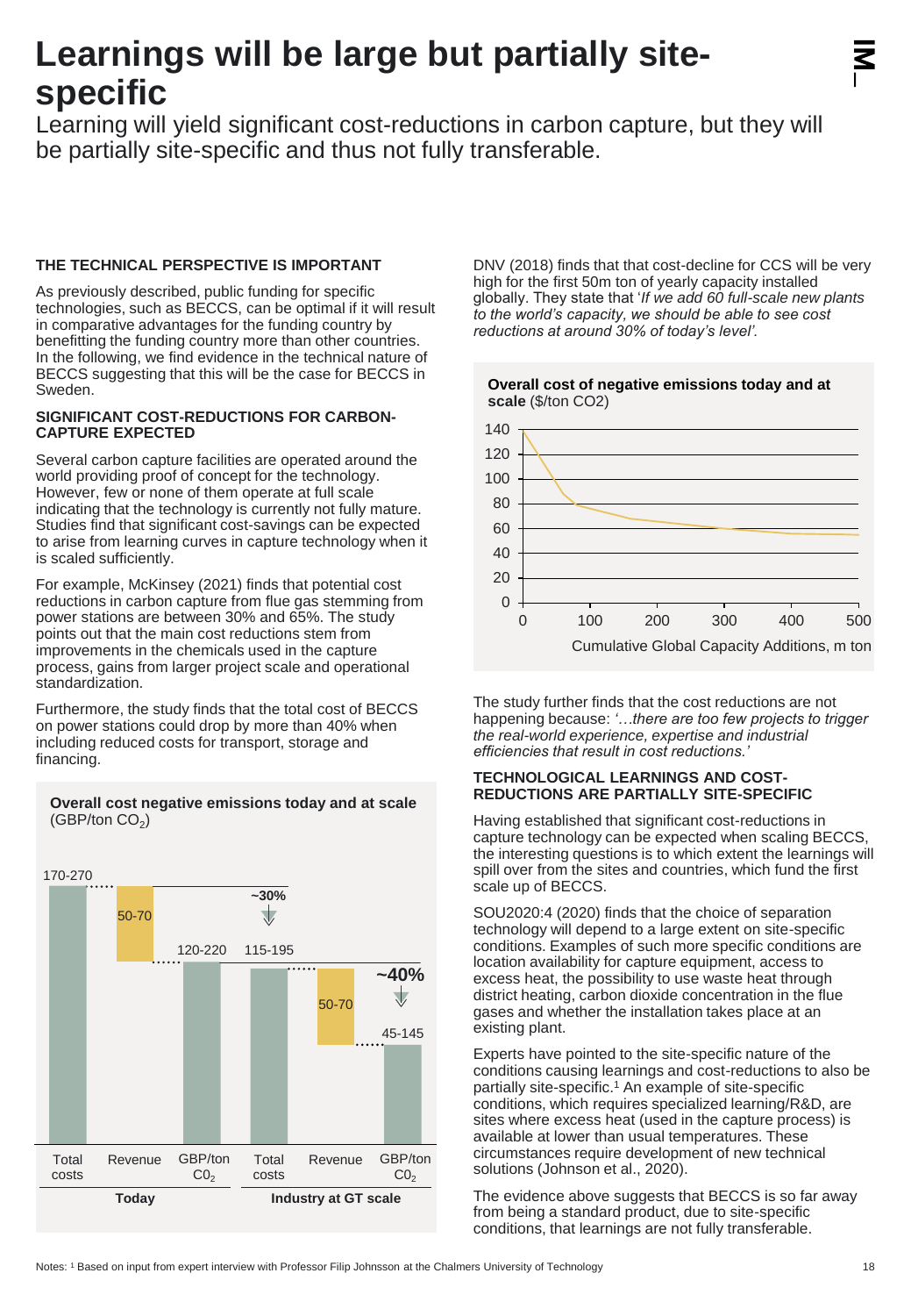# Learnings will be large but partially site-specific

Learning will yield significant cost-reductions in carbon capture, but they will be partially site-specific and thus not fully transferable.

**THE TECHNICAL PERSPECTIVE IS IMPORTANT**

As previously described, public funding for specific technologies, such as BECCS, can be optimal if it will result in comparative advantages for the funding country by benefitting the funding country more than other countries. In the following, we find evidence in the technical nature of BECCS suggesting that this will be the case for BECCS in Sweden.

**SIGNIFICANT COST-REDUCTIONS FOR CARBON-CAPTURE EXPECTED**

Several carbon capture facilities are operated around the world providing proof of concept for the technology. However, few or none of them operate at full scale indicating that the technology is currently not fully mature. Studies find that significant cost-savings can be expected to arise from learning curves in capture technology when it is scaled sufficiently.

For example, McKinsey (2021) finds that potential cost reductions in carbon capture from flue gas stemming from power stations are between 30% and 65%. The study points out that the main cost reductions stem from improvements in the chemicals used in the capture process, gains from larger project scale and operational standardization.

Furthermore, the study finds that the total cost of BECCS on power stations could drop by more than 40% when including reduced costs for transport, storage and financing.

**Overall cost negative emissions today and at scale** (GBP/ton $CO_2$)

| | Total costs | Revenue | GBP/ton $CO_2$ |
|---|---|---|---|
| Today | 170-270 | 50-70 | 120-220 |
| Industry at GT scale | 115-195 (~30%) | 50-70 | 45-145 (~40%) |

DNV (2018) finds that that cost-decline for CCS will be very high for the first 50m ton of yearly capacity installed globally. They state that '*If we add 60 full-scale new plants to the world's capacity, we should be able to see cost reductions at around 30% of today's level'.*

**Overall cost of negative emissions today and at scale** ($/ton CO2)

[Line chart: cost falls from ~140 $/ton at 0 to ~80 at ~75 m ton, ~67 at 160, ~60 at 300, ~55 at 500. X-axis: Cumulative Global Capacity Additions, m ton (0–500); Y-axis: 0–140.]

The study further finds that the cost reductions are not happening because: *'…there are too few projects to trigger the real-world experience, expertise and industrial efficiencies that result in cost reductions.'*

**TECHNOLOGICAL LEARNINGS AND COST-REDUCTIONS ARE PARTIALLY SITE-SPECIFIC**

Having established that significant cost-reductions in capture technology can be expected when scaling BECCS, the interesting questions is to which extent the learnings will spill over from the sites and countries, which fund the first scale up of BECCS.

SOU2020:4 (2020) finds that the choice of separation technology will depend to a large extent on site-specific conditions. Examples of such more specific conditions are location availability for capture equipment, access to excess heat, the possibility to use waste heat through district heating, carbon dioxide concentration in the flue gases and whether the installation takes place at an existing plant.

Experts have pointed to the site-specific nature of the conditions causing learnings and cost-reductions to also be partially site-specific.[1] An example of site-specific conditions, which requires specialized learning/R&D, are sites where excess heat (used in the capture process) is available at lower than usual temperatures. These circumstances require development of new technical solutions (Johnson et al., 2020).

The evidence above suggests that BECCS is so far away from being a standard product, due to site-specific conditions, that learnings are not fully transferable.

Notes: [1] Based on input from expert interview with Professor Filip Johnsson at the Chalmers University of Technology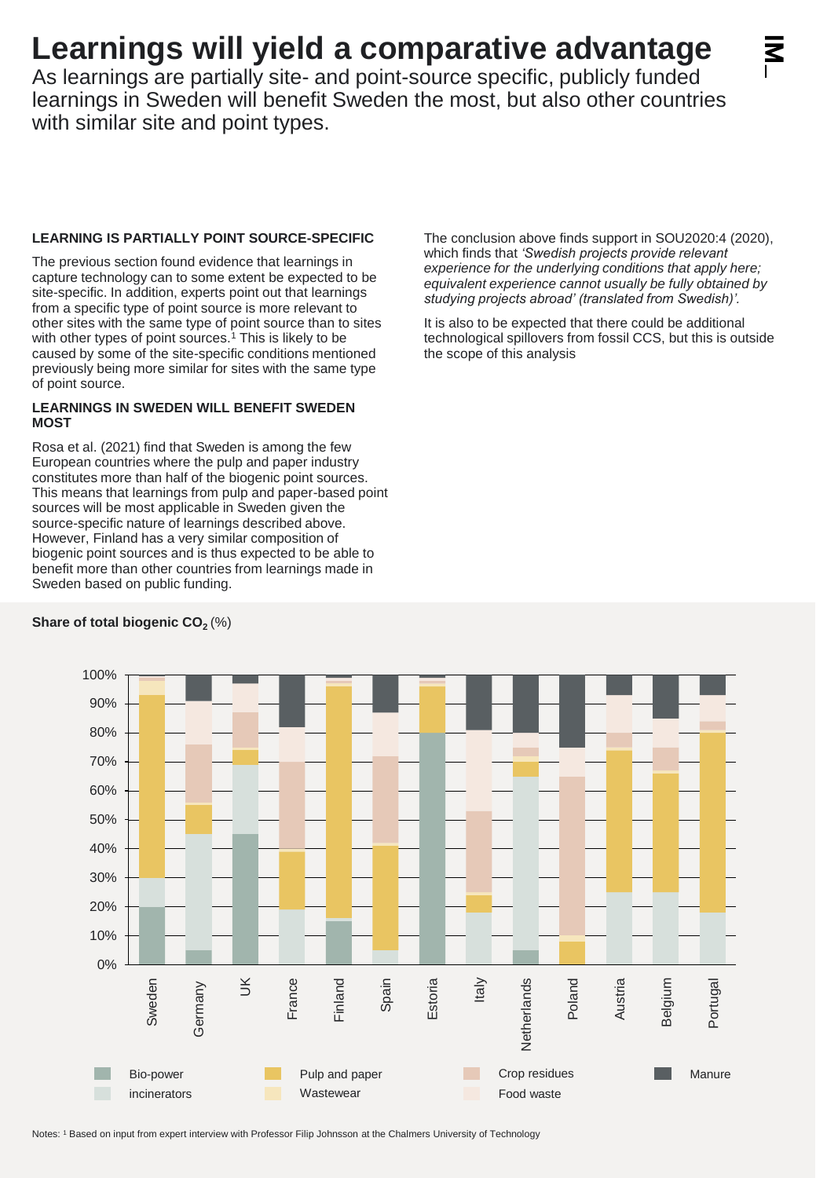# Learnings will yield a comparative advantage

As learnings are partially site- and point-source specific, publicly funded learnings in Sweden will benefit Sweden the most, but also other countries with similar site and point types.

**LEARNING IS PARTIALLY POINT SOURCE-SPECIFIC**

The previous section found evidence that learnings in capture technology can to some extent be expected to be site-specific. In addition, experts point out that learnings from a specific type of point source is more relevant to other sites with the same type of point source than to sites with other types of point sources.[1] This is likely to be caused by some of the site-specific conditions mentioned previously being more similar for sites with the same type of point source.

**LEARNINGS IN SWEDEN WILL BENEFIT SWEDEN MOST**

Rosa et al. (2021) find that Sweden is among the few European countries where the pulp and paper industry constitutes more than half of the biogenic point sources. This means that learnings from pulp and paper-based point sources will be most applicable in Sweden given the source-specific nature of learnings described above. However, Finland has a very similar composition of biogenic point sources and is thus expected to be able to benefit more than other countries from learnings made in Sweden based on public funding.

The conclusion above finds support in SOU2020:4 (2020), which finds that *'Swedish projects provide relevant experience for the underlying conditions that apply here; equivalent experience cannot usually be fully obtained by studying projects abroad' (translated from Swedish)'.*

It is also to be expected that there could be additional technological spillovers from fossil CCS, but this is outside the scope of this analysis

**Share of total biogenic $CO_2$** (%)

Legend: Bio-power, incinerators, Pulp and paper, Wastewear, Crop residues, Food waste, Manure

Countries: Sweden, Germany, UK, France, Finland, Spain, Estoria, Italy, Netherlands, Poland, Austria, Belgium, Portugal

Notes: [1] Based on input from expert interview with Professor Filip Johnsson at the Chalmers University of Technology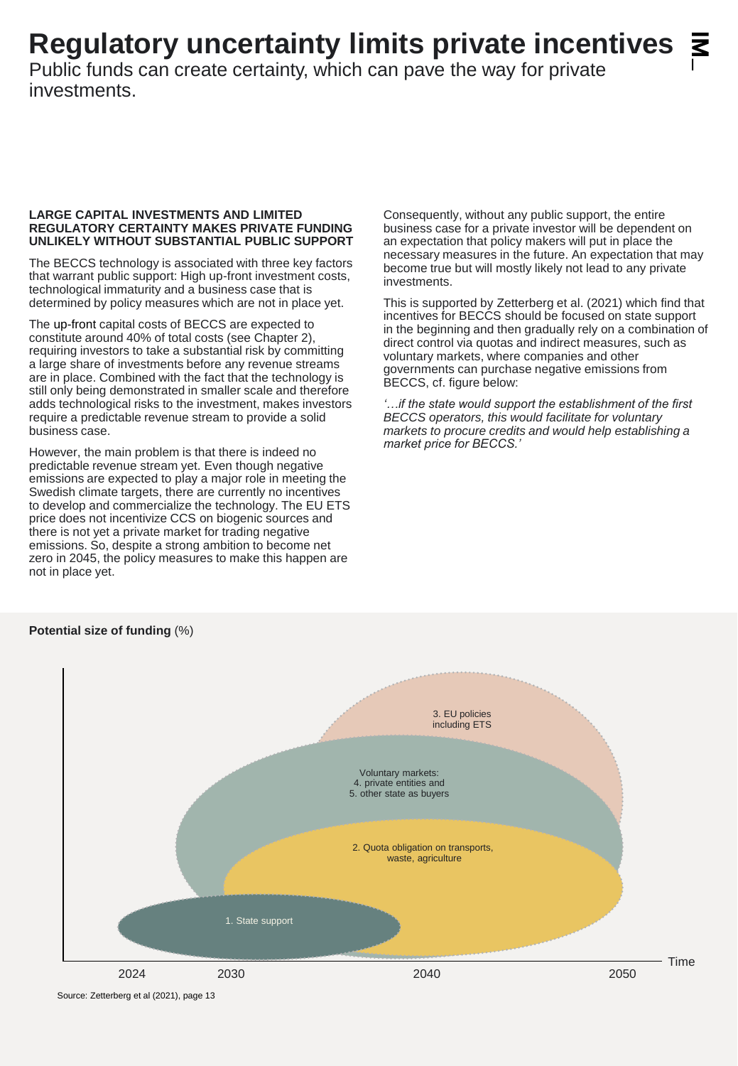# Regulatory uncertainty limits private incentives

Public funds can create certainty, which can pave the way for private investments.

**LARGE CAPITAL INVESTMENTS AND LIMITED REGULATORY CERTAINTY MAKES PRIVATE FUNDING UNLIKELY WITHOUT SUBSTANTIAL PUBLIC SUPPORT**

The BECCS technology is associated with three key factors that warrant public support: High up-front investment costs, technological immaturity and a business case that is determined by policy measures which are not in place yet.

The up-front capital costs of BECCS are expected to constitute around 40% of total costs (see Chapter 2), requiring investors to take a substantial risk by committing a large share of investments before any revenue streams are in place. Combined with the fact that the technology is still only being demonstrated in smaller scale and therefore adds technological risks to the investment, makes investors require a predictable revenue stream to provide a solid business case.

However, the main problem is that there is indeed no predictable revenue stream yet. Even though negative emissions are expected to play a major role in meeting the Swedish climate targets, there are currently no incentives to develop and commercialize the technology. The EU ETS price does not incentivize CCS on biogenic sources and there is not yet a private market for trading negative emissions. So, despite a strong ambition to become net zero in 2045, the policy measures to make this happen are not in place yet.

Consequently, without any public support, the entire business case for a private investor will be dependent on an expectation that policy makers will put in place the necessary measures in the future. An expectation that may become true but will mostly likely not lead to any private investments.

This is supported by Zetterberg et al. (2021) which find that incentives for BECCS should be focused on state support in the beginning and then gradually rely on a combination of direct control via quotas and indirect measures, such as voluntary markets, where companies and other governments can purchase negative emissions from BECCS, cf. figure below:

*'…if the state would support the establishment of the first BECCS operators, this would facilitate for voluntary markets to procure credits and would help establishing a market price for BECCS.'*

**Potential size of funding** (%)

Chart labels: 1. State support; 2. Quota obligation on transports, waste, agriculture; Voluntary markets: 4. private entities and 5. other state as buyers; 3. EU policies including ETS. Time axis: 2024, 2030, 2040, 2050.

Source: Zetterberg et al (2021), page 13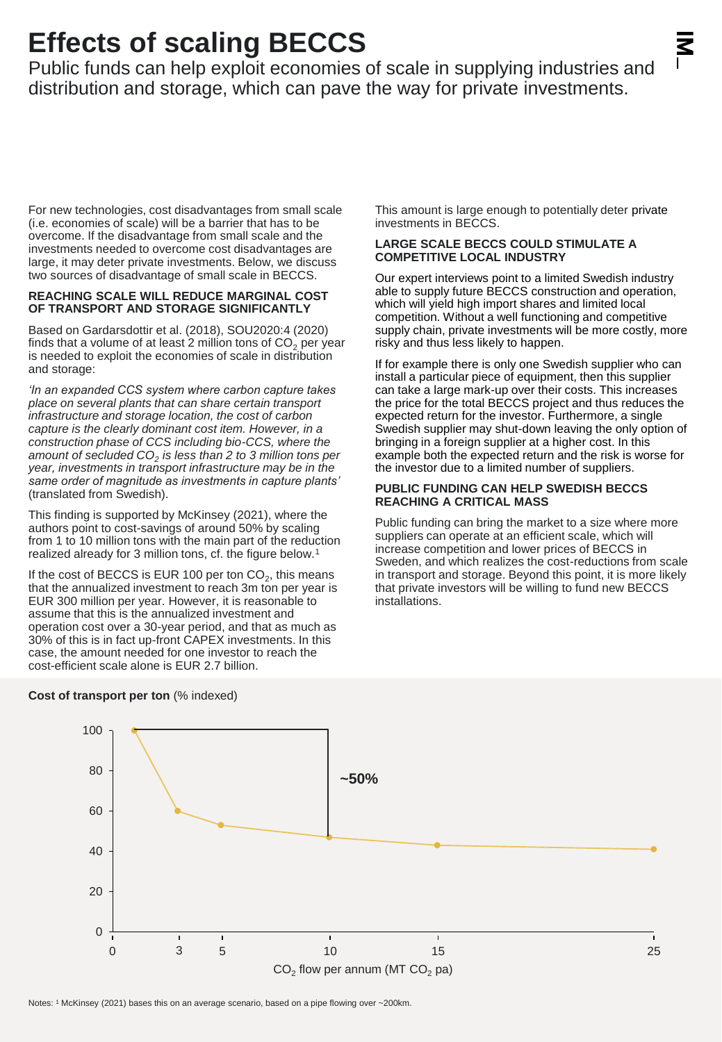# Effects of scaling BECCS

Public funds can help exploit economies of scale in supplying industries and distribution and storage, which can pave the way for private investments.

For new technologies, cost disadvantages from small scale (i.e. economies of scale) will be a barrier that has to be overcome. If the disadvantage from small scale and the investments needed to overcome cost disadvantages are large, it may deter private investments. Below, we discuss two sources of disadvantage of small scale in BECCS.

### REACHING SCALE WILL REDUCE MARGINAL COST OF TRANSPORT AND STORAGE SIGNIFICANTLY

Based on Gardarsdottir et al. (2018), SOU2020:4 (2020) finds that a volume of at least 2 million tons of $CO_2$ per year is needed to exploit the economies of scale in distribution and storage:

*'In an expanded CCS system where carbon capture takes place on several plants that can share certain transport infrastructure and storage location, the cost of carbon capture is the clearly dominant cost item. However, in a construction phase of CCS including bio-CCS, where the amount of secluded $CO_2$ is less than 2 to 3 million tons per year, investments in transport infrastructure may be in the same order of magnitude as investments in capture plants'* (translated from Swedish).

This finding is supported by McKinsey (2021), where the authors point to cost-savings of around 50% by scaling from 1 to 10 million tons with the main part of the reduction realized already for 3 million tons, cf. the figure below.[1]

If the cost of BECCS is EUR 100 per ton $CO_2$, this means that the annualized investment to reach 3m ton per year is EUR 300 million per year. However, it is reasonable to assume that this is the annualized investment and operation cost over a 30-year period, and that as much as 30% of this is in fact up-front CAPEX investments. In this case, the amount needed for one investor to reach the cost-efficient scale alone is EUR 2.7 billion.

This amount is large enough to potentially deter private investments in BECCS.

### LARGE SCALE BECCS COULD STIMULATE A COMPETITIVE LOCAL INDUSTRY

Our expert interviews point to a limited Swedish industry able to supply future BECCS construction and operation, which will yield high import shares and limited local competition. Without a well functioning and competitive supply chain, private investments will be more costly, more risky and thus less likely to happen.

If for example there is only one Swedish supplier who can install a particular piece of equipment, then this supplier can take a large mark-up over their costs. This increases the price for the total BECCS project and thus reduces the expected return for the investor. Furthermore, a single Swedish supplier may shut-down leaving the only option of bringing in a foreign supplier at a higher cost. In this example both the expected return and the risk is worse for the investor due to a limited number of suppliers.

### PUBLIC FUNDING CAN HELP SWEDISH BECCS REACHING A CRITICAL MASS

Public funding can bring the market to a size where more suppliers can operate at an efficient scale, which will increase competition and lower prices of BECCS in Sweden, and which realizes the cost-reductions from scale in transport and storage. Beyond this point, it is more likely that private investors will be willing to fund new BECCS installations.

**Cost of transport per ton** (% indexed)

| $CO_2$ flow per annum (MT $CO_2$ pa) | Cost of transport per ton (% indexed) |
|---|---|
| 1 | 100 |
| 3 | 60 |
| 5 | 53 |
| 10 | 47 |
| 15 | 43 |
| 25 | 41 |

~50% reduction from 1 to 10 MT $CO_2$ pa

Notes: [1] McKinsey (2021) bases this on an average scenario, based on a pipe flowing over ~200km.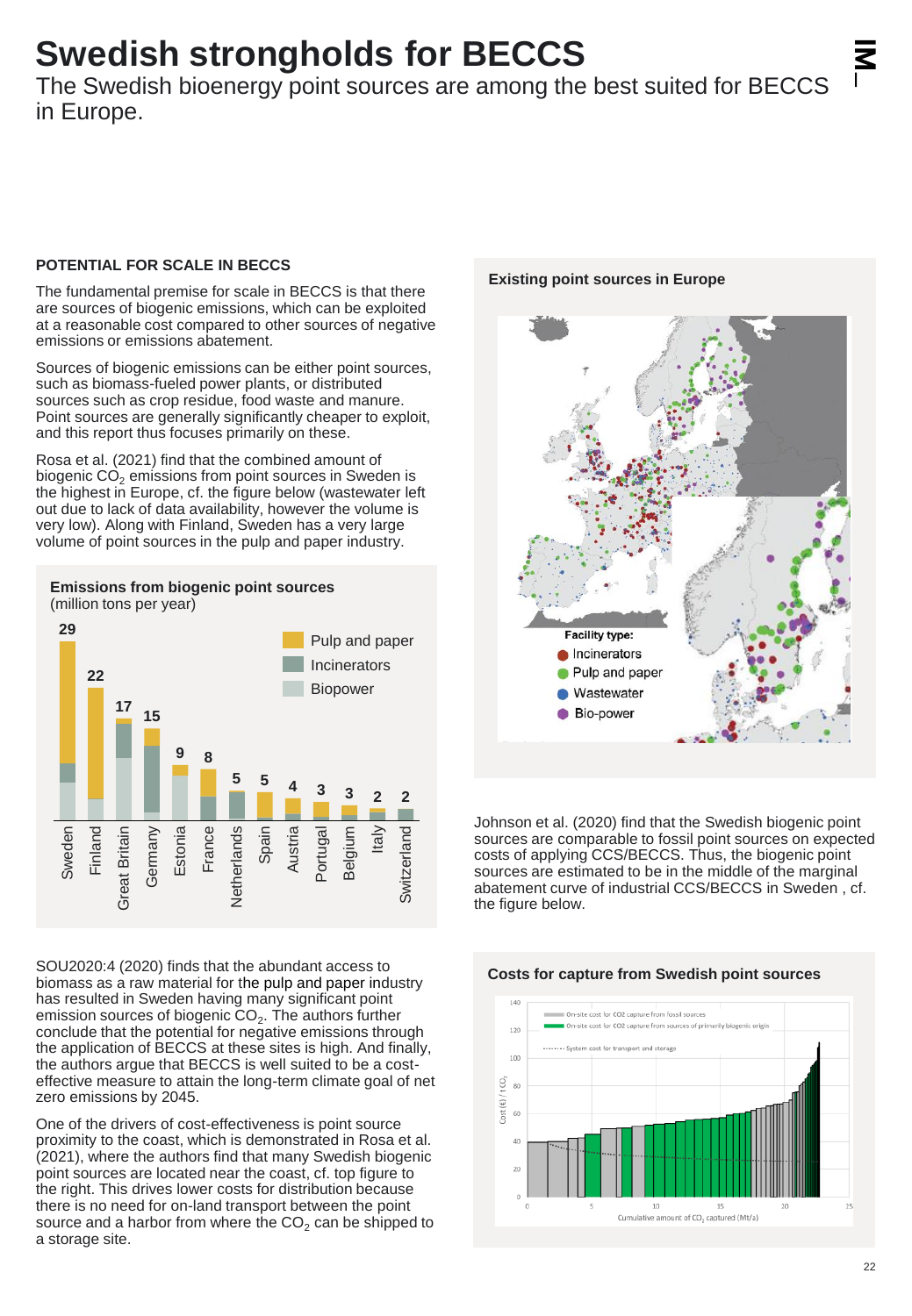# Swedish strongholds for BECCS

The Swedish bioenergy point sources are among the best suited for BECCS in Europe.

### POTENTIAL FOR SCALE IN BECCS

The fundamental premise for scale in BECCS is that there are sources of biogenic emissions, which can be exploited at a reasonable cost compared to other sources of negative emissions or emissions abatement.

Sources of biogenic emissions can be either point sources, such as biomass-fueled power plants, or distributed sources such as crop residue, food waste and manure. Point sources are generally significantly cheaper to exploit, and this report thus focuses primarily on these.

Rosa et al. (2021) find that the combined amount of biogenic $CO_2$ emissions from point sources in Sweden is the highest in Europe, cf. the figure below (wastewater left out due to lack of data availability, however the volume is very low). Along with Finland, Sweden has a very large volume of point sources in the pulp and paper industry.

**Emissions from biogenic point sources**
(million tons per year)

| Country | Total |
|---|---|
| Sweden | 29 |
| Finland | 22 |
| Great Britain | 17 |
| Germany | 15 |
| Estonia | 9 |
| France | 8 |
| Netherlands | 5 |
| Spain | 5 |
| Austria | 4 |
| Portugal | 3 |
| Belgium | 3 |
| Italy | 2 |
| Switzerland | 2 |

Legend: Pulp and paper; Incinerators; Biopower

SOU2020:4 (2020) finds that the abundant access to biomass as a raw material for the pulp and paper industry has resulted in Sweden having many significant point emission sources of biogenic $CO_2$. The authors further conclude that the potential for negative emissions through the application of BECCS at these sites is high. And finally, the authors argue that BECCS is well suited to be a cost-effective measure to attain the long-term climate goal of net zero emissions by 2045.

One of the drivers of cost-effectiveness is point source proximity to the coast, which is demonstrated in Rosa et al. (2021), where the authors find that many Swedish biogenic point sources are located near the coast, cf. top figure to the right. This drives lower costs for distribution because there is no need for on-land transport between the point source and a harbor from where the $CO_2$ can be shipped to a storage site.

**Existing point sources in Europe**

Facility type: Incinerators; Pulp and paper; Wastewater; Bio-power

Johnson et al. (2020) find that the Swedish biogenic point sources are comparable to fossil point sources on expected costs of applying CCS/BECCS. Thus, the biogenic point sources are estimated to be in the middle of the marginal abatement curve of industrial CCS/BECCS in Sweden , cf. the figure below.

**Costs for capture from Swedish point sources**

Legend: On-site cost for CO2 capture from fossil sources; On-site cost for CO2 capture from sources of primarily biogenic origin; System cost for transport and storage

Y-axis: Cost (€) / t $CO_2$ (0–140). X-axis: Cumulative amount of $CO_2$ captured (Mt/a) (0–25).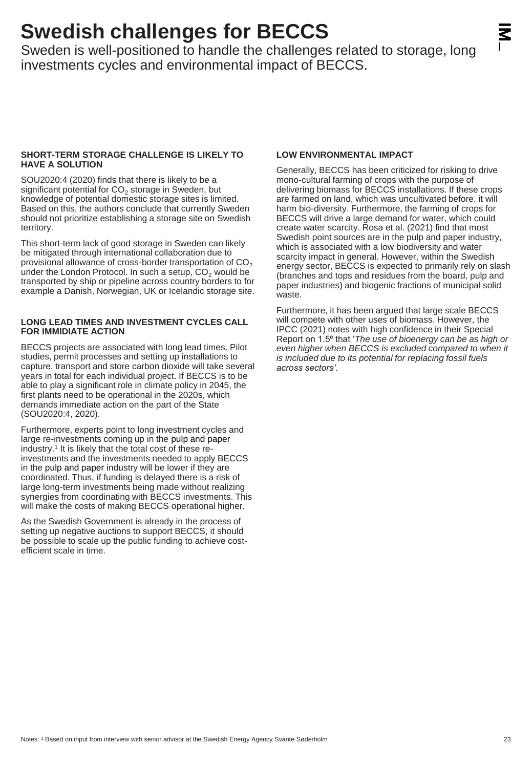# Swedish challenges for BECCS

Sweden is well-positioned to handle the challenges related to storage, long investments cycles and environmental impact of BECCS.

### SHORT-TERM STORAGE CHALLENGE IS LIKELY TO HAVE A SOLUTION

SOU2020:4 (2020) finds that there is likely to be a significant potential for $CO_2$ storage in Sweden, but knowledge of potential domestic storage sites is limited. Based on this, the authors conclude that currently Sweden should not prioritize establishing a storage site on Swedish territory.

This short-term lack of good storage in Sweden can likely be mitigated through international collaboration due to provisional allowance of cross-border transportation of $CO_2$ under the London Protocol. In such a setup, $CO_2$ would be transported by ship or pipeline across country borders to for example a Danish, Norwegian, UK or Icelandic storage site.

### LONG LEAD TIMES AND INVESTMENT CYCLES CALL FOR IMMIDIATE ACTION

BECCS projects are associated with long lead times. Pilot studies, permit processes and setting up installations to capture, transport and store carbon dioxide will take several years in total for each individual project. If BECCS is to be able to play a significant role in climate policy in 2045, the first plants need to be operational in the 2020s, which demands immediate action on the part of the State (SOU2020:4, 2020).

Furthermore, experts point to long investment cycles and large re-investments coming up in the pulp and paper industry.[1] It is likely that the total cost of these re-investments and the investments needed to apply BECCS in the pulp and paper industry will be lower if they are coordinated. Thus, if funding is delayed there is a risk of large long-term investments being made without realizing synergies from coordinating with BECCS investments. This will make the costs of making BECCS operational higher.

As the Swedish Government is already in the process of setting up negative auctions to support BECCS, it should be possible to scale up the public funding to achieve cost-efficient scale in time.

### LOW ENVIRONMENTAL IMPACT

Generally, BECCS has been criticized for risking to drive mono-cultural farming of crops with the purpose of delivering biomass for BECCS installations. If these crops are farmed on land, which was uncultivated before, it will harm bio-diversity. Furthermore, the farming of crops for BECCS will drive a large demand for water, which could create water scarcity. Rosa et al. (2021) find that most Swedish point sources are in the pulp and paper industry, which is associated with a low biodiversity and water scarcity impact in general. However, within the Swedish energy sector, BECCS is expected to primarily rely on slash (branches and tops and residues from the board, pulp and paper industries) and biogenic fractions of municipal solid waste.

Furthermore, it has been argued that large scale BECCS will compete with other uses of biomass. However, the IPCC (2021) notes with high confidence in their Special Report on 1.5º that '*The use of bioenergy can be as high or even higher when BECCS is excluded compared to when it is included due to its potential for replacing fossil fuels across sectors'.*

Notes: [1] Based on input from interview with senior advisor at the Swedish Energy Agency Svante Søderholm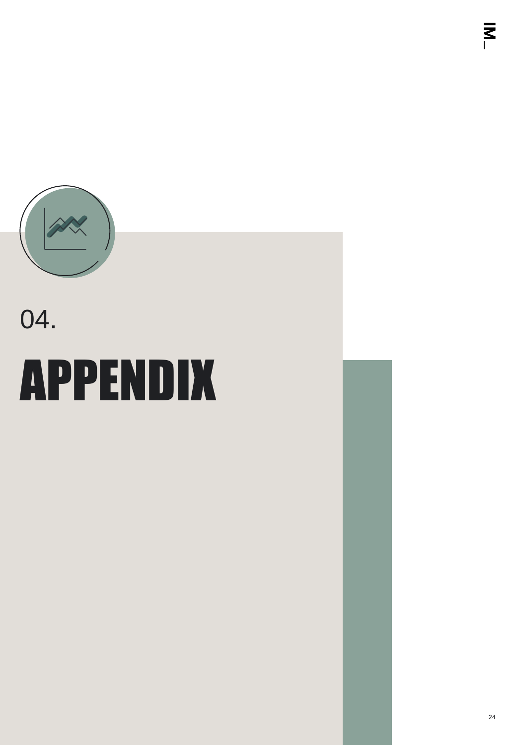04.

# APPENDIX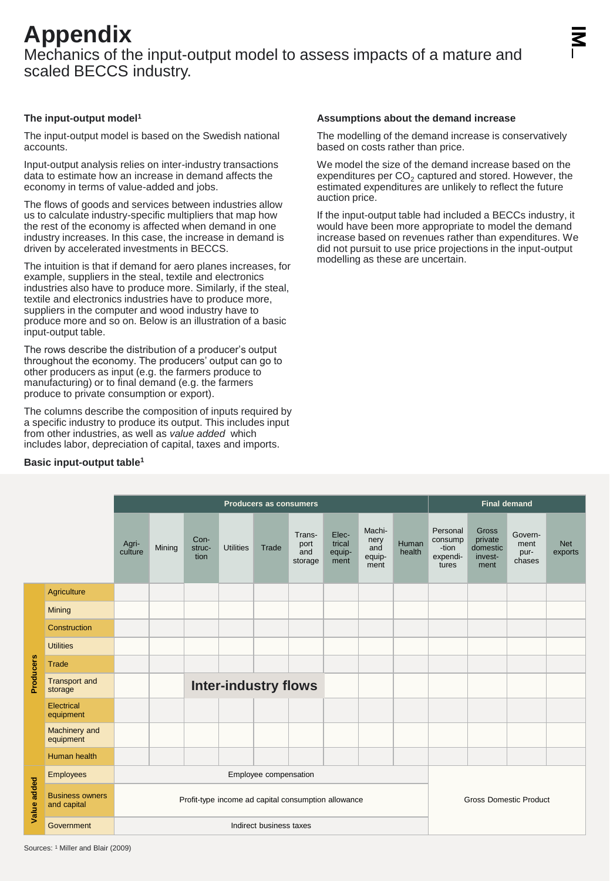# Appendix

Mechanics of the input-output model to assess impacts of a mature and scaled BECCS industry.

### The input-output model[1]

The input-output model is based on the Swedish national accounts.

Input-output analysis relies on inter-industry transactions data to estimate how an increase in demand affects the economy in terms of value-added and jobs.

The flows of goods and services between industries allow us to calculate industry-specific multipliers that map how the rest of the economy is affected when demand in one industry increases. In this case, the increase in demand is driven by accelerated investments in BECCS.

The intuition is that if demand for aero planes increases, for example, suppliers in the steal, textile and electronics industries also have to produce more. Similarly, if the steal, textile and electronics industries have to produce more, suppliers in the computer and wood industry have to produce more and so on. Below is an illustration of a basic input-output table.

The rows describe the distribution of a producer's output throughout the economy. The producers' output can go to other producers as input (e.g. the farmers produce to manufacturing) or to final demand (e.g. the farmers produce to private consumption or export).

The columns describe the composition of inputs required by a specific industry to produce its output. This includes input from other industries, as well as *value added* which includes labor, depreciation of capital, taxes and imports.

### Assumptions about the demand increase

The modelling of the demand increase is conservatively based on costs rather than price.

We model the size of the demand increase based on the expenditures per $CO_2$ captured and stored. However, the estimated expenditures are unlikely to reflect the future auction price.

If the input-output table had included a BECCs industry, it would have been more appropriate to model the demand increase based on revenues rather than expenditures. We did not pursuit to use price projections in the input-output modelling as these are uncertain.

### Basic input-output table[1]

| | | Producers as consumers | | | | | | | | | Final demand | | | |
|---|---|---|---|---|---|---|---|---|---|---|---|---|---|---|
| | | Agri-culture | Mining | Con-struc-tion | Utilities | Trade | Trans-port and storage | Elec-trical equip-ment | Machi-nery and equip-ment | Human health | Personal consump-tion expendi-tures | Gross private domestic invest-ment | Govern-ment pur-chases | Net exports |
| Producers | Agriculture | | | | | | | | | | | | | |
| | Mining | | | | | | | | | | | | | |
| | Construction | | | | | | | | | | | | | |
| | Utilities | | | | | | | | | | | | | |
| | Trade | | | | | | | | | | | | | |
| | Transport and storage | | | Inter-industry flows | | | | | | | | | | |
| | Electrical equipment | | | | | | | | | | | | | |
| | Machinery and equipment | | | | | | | | | | | | | |
| | Human health | | | | | | | | | | | | | |
| Value added | Employees | Employee compensation | | | | | | | | | Gross Domestic Product | | | |
| | Business owners and capital | Profit-type income ad capital consumption allowance | | | | | | | | | | | | |
| | Government | Indirect business taxes | | | | | | | | | | | | |

Sources: [1] Miller and Blair (2009)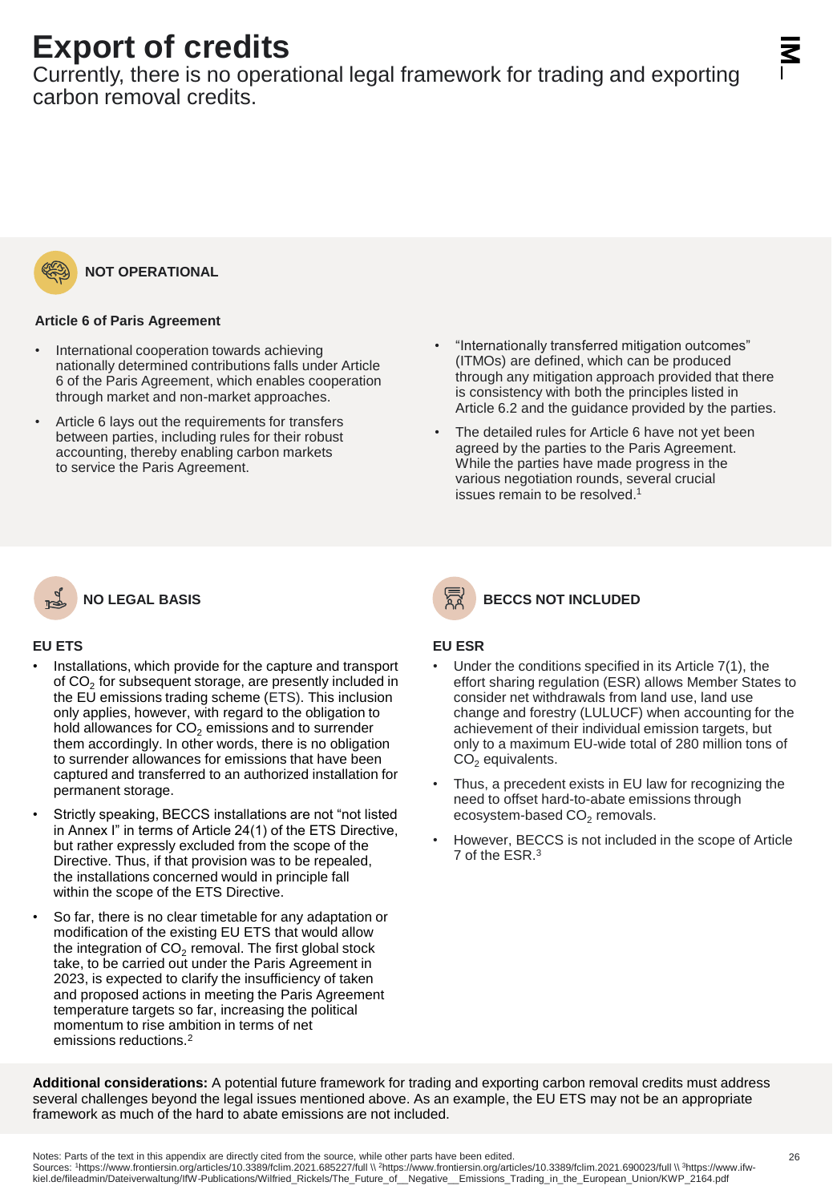# Export of credits

Currently, there is no operational legal framework for trading and exporting carbon removal credits.

## NOT OPERATIONAL

### Article 6 of Paris Agreement

- International cooperation towards achieving nationally determined contributions falls under Article 6 of the Paris Agreement, which enables cooperation through market and non-market approaches.
- Article 6 lays out the requirements for transfers between parties, including rules for their robust accounting, thereby enabling carbon markets to service the Paris Agreement.
- "Internationally transferred mitigation outcomes" (ITMOs) are defined, which can be produced through any mitigation approach provided that there is consistency with both the principles listed in Article 6.2 and the guidance provided by the parties.
- The detailed rules for Article 6 have not yet been agreed by the parties to the Paris Agreement. While the parties have made progress in the various negotiation rounds, several crucial issues remain to be resolved.[1]

## NO LEGAL BASIS

### EU ETS

- Installations, which provide for the capture and transport of $CO_2$ for subsequent storage, are presently included in the EU emissions trading scheme (ETS). This inclusion only applies, however, with regard to the obligation to hold allowances for $CO_2$ emissions and to surrender them accordingly. In other words, there is no obligation to surrender allowances for emissions that have been captured and transferred to an authorized installation for permanent storage.
- Strictly speaking, BECCS installations are not "not listed in Annex I" in terms of Article 24(1) of the ETS Directive, but rather expressly excluded from the scope of the Directive. Thus, if that provision was to be repealed, the installations concerned would in principle fall within the scope of the ETS Directive.
- So far, there is no clear timetable for any adaptation or modification of the existing EU ETS that would allow the integration of $CO_2$ removal. The first global stock take, to be carried out under the Paris Agreement in 2023, is expected to clarify the insufficiency of taken and proposed actions in meeting the Paris Agreement temperature targets so far, increasing the political momentum to rise ambition in terms of net emissions reductions.[2]

## BECCS NOT INCLUDED

### EU ESR

- Under the conditions specified in its Article 7(1), the effort sharing regulation (ESR) allows Member States to consider net withdrawals from land use, land use change and forestry (LULUCF) when accounting for the achievement of their individual emission targets, but only to a maximum EU-wide total of 280 million tons of $CO_2$ equivalents.
- Thus, a precedent exists in EU law for recognizing the need to offset hard-to-abate emissions through ecosystem-based $CO_2$ removals.
- However, BECCS is not included in the scope of Article 7 of the ESR.[3]

**Additional considerations:** A potential future framework for trading and exporting carbon removal credits must address several challenges beyond the legal issues mentioned above. As an example, the EU ETS may not be an appropriate framework as much of the hard to abate emissions are not included.

Notes: Parts of the text in this appendix are directly cited from the source, while other parts have been edited.
Sources: [1]https://www.frontiersin.org/articles/10.3389/fclim.2021.685227/full \\ [2]https://www.frontiersin.org/articles/10.3389/fclim.2021.690023/full \\ [3]https://www.ifw-kiel.de/fileadmin/Dateiverwaltung/IfW-Publications/Wilfried_Rickels/The_Future_of__Negative__Emissions_Trading_in_the_European_Union/KWP_2164.pdf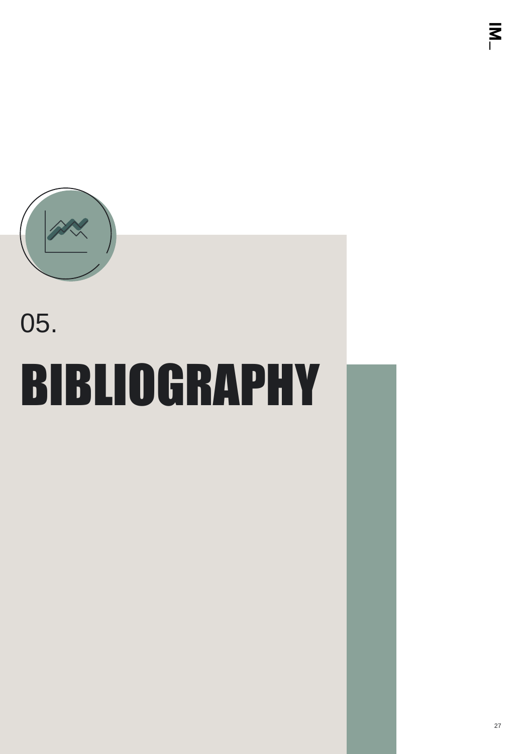05.

# BIBLIOGRAPHY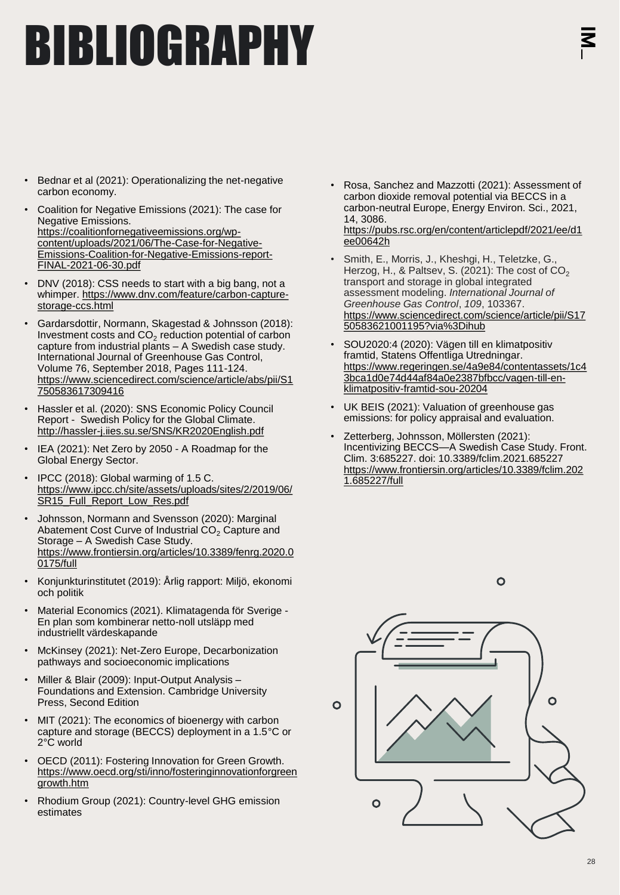# BIBLIOGRAPHY

- Bednar et al (2021): Operationalizing the net-negative carbon economy.
- Coalition for Negative Emissions (2021): The case for Negative Emissions. https://coalitionfornegativeemissions.org/wp-content/uploads/2021/06/The-Case-for-Negative-Emissions-Coalition-for-Negative-Emissions-report-FINAL-2021-06-30.pdf
- DNV (2018): CSS needs to start with a big bang, not a whimper. https://www.dnv.com/feature/carbon-capture-storage-ccs.html
- Gardarsdottir, Normann, Skagestad & Johnsson (2018): Investment costs and $CO_2$ reduction potential of carbon capture from industrial plants – A Swedish case study. International Journal of Greenhouse Gas Control, Volume 76, September 2018, Pages 111-124. https://www.sciencedirect.com/science/article/abs/pii/S1750583617309416
- Hassler et al. (2020): SNS Economic Policy Council Report - Swedish Policy for the Global Climate. http://hassler-j.iies.su.se/SNS/KR2020English.pdf
- IEA (2021): Net Zero by 2050 - A Roadmap for the Global Energy Sector.
- IPCC (2018): Global warming of 1.5 C. https://www.ipcc.ch/site/assets/uploads/sites/2/2019/06/SR15_Full_Report_Low_Res.pdf
- Johnsson, Normann and Svensson (2020): Marginal Abatement Cost Curve of Industrial $CO_2$ Capture and Storage – A Swedish Case Study. https://www.frontiersin.org/articles/10.3389/fenrg.2020.00175/full
- Konjunkturinstitutet (2019): Årlig rapport: Miljö, ekonomi och politik
- Material Economics (2021). Klimatagenda för Sverige - En plan som kombinerar netto-noll utsläpp med industriellt värdeskapande
- McKinsey (2021): Net-Zero Europe, Decarbonization pathways and socioeconomic implications
- Miller & Blair (2009): Input-Output Analysis – Foundations and Extension. Cambridge University Press, Second Edition
- MIT (2021): The economics of bioenergy with carbon capture and storage (BECCS) deployment in a 1.5°C or 2°C world
- OECD (2011): Fostering Innovation for Green Growth. https://www.oecd.org/sti/inno/fosteringinnovationforgreengrowth.htm
- Rhodium Group (2021): Country-level GHG emission estimates
- Rosa, Sanchez and Mazzotti (2021): Assessment of carbon dioxide removal potential via BECCS in a carbon-neutral Europe, Energy Environ. Sci., 2021, 14, 3086. https://pubs.rsc.org/en/content/articlepdf/2021/ee/d1ee00642h
- Smith, E., Morris, J., Kheshgi, H., Teletzke, G., Herzog, H., & Paltsev, S. (2021): The cost of $CO_2$ transport and storage in global integrated assessment modeling. *International Journal of Greenhouse Gas Control*, *109*, 103367. https://www.sciencedirect.com/science/article/pii/S1750583621001195?via%3Dihub
- SOU2020:4 (2020): Vägen till en klimatpositiv framtid, Statens Offentliga Utredningar. https://www.regeringen.se/4a9e84/contentassets/1c43bca1d0e74d44af84a0e2387bfbcc/vagen-till-en-klimatpositiv-framtid-sou-20204
- UK BEIS (2021): Valuation of greenhouse gas emissions: for policy appraisal and evaluation.
- Zetterberg, Johnsson, Möllersten (2021): Incentivizing BECCS—A Swedish Case Study. Front. Clim. 3:685227. doi: 10.3389/fclim.2021.685227 https://www.frontiersin.org/articles/10.3389/fclim.2021.685227/full